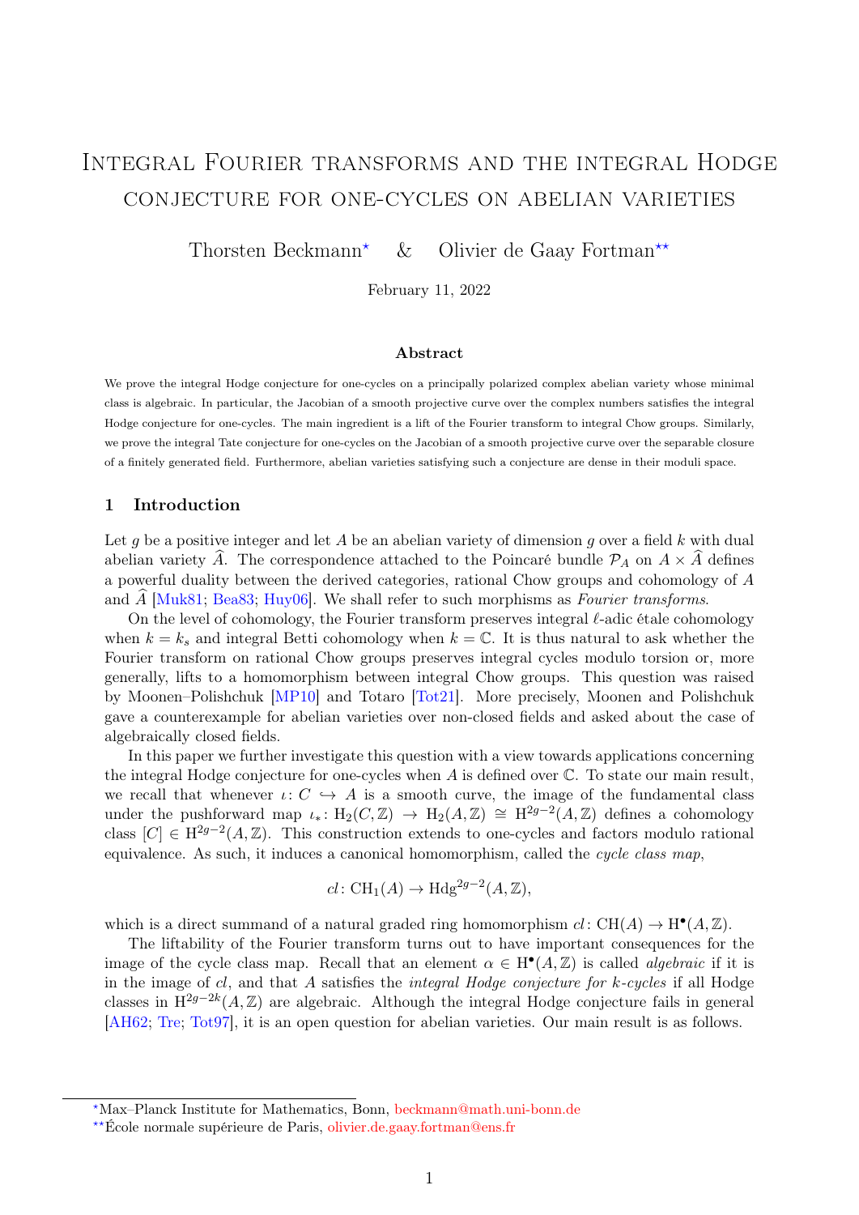# Integral Fourier transforms and the integral Hodge conjecture for one-cycles on abelian varieties

Thorsten Beckmann[⋆] & Olivier de Gaay Fortman[⋆⋆]

February 11, 2022

### Abstract

We prove the integral Hodge conjecture for one-cycles on a principally polarized complex abelian variety whose minimal class is algebraic. In particular, the Jacobian of a smooth projective curve over the complex numbers satisfies the integral Hodge conjecture for one-cycles. The main ingredient is a lift of the Fourier transform to integral Chow groups. Similarly, we prove the integral Tate conjecture for one-cycles on the Jacobian of a smooth projective curve over the separable closure of a finitely generated field. Furthermore, abelian varieties satisfying such a conjecture are dense in their moduli space.

## 1 Introduction

Let $g$ be a positive integer and let $A$ be an abelian variety of dimension $g$ over a field $k$ with dual abelian variety $\widehat{A}$. The correspondence attached to the Poincaré bundle $\mathcal{P}_A$ on $A \times \widehat{A}$ defines a powerful duality between the derived categories, rational Chow groups and cohomology of $A$ and $\widehat{A}$ [Muk81; Bea83; Huy06]. We shall refer to such morphisms as *Fourier transforms*.

On the level of cohomology, the Fourier transform preserves integral $\ell$-adic étale cohomology when $k = k_s$ and integral Betti cohomology when $k = \mathbb{C}$. It is thus natural to ask whether the Fourier transform on rational Chow groups preserves integral cycles modulo torsion or, more generally, lifts to a homomorphism between integral Chow groups. This question was raised by Moonen–Polishchuk [MP10] and Totaro [Tot21]. More precisely, Moonen and Polishchuk gave a counterexample for abelian varieties over non-closed fields and asked about the case of algebraically closed fields.

In this paper we further investigate this question with a view towards applications concerning the integral Hodge conjecture for one-cycles when $A$ is defined over $\mathbb{C}$. To state our main result, we recall that whenever $\iota\colon C \hookrightarrow A$ is a smooth curve, the image of the fundamental class under the pushforward map $\iota_*\colon \mathrm{H}_2(C, \mathbb{Z}) \to \mathrm{H}_2(A, \mathbb{Z}) \cong \mathrm{H}^{2g-2}(A, \mathbb{Z})$ defines a cohomology class $[C] \in \mathrm{H}^{2g-2}(A, \mathbb{Z})$. This construction extends to one-cycles and factors modulo rational equivalence. As such, it induces a canonical homomorphism, called the *cycle class map*,

$$cl\colon \mathrm{CH}_1(A) \to \mathrm{Hdg}^{2g-2}(A, \mathbb{Z}),$$

which is a direct summand of a natural graded ring homomorphism $cl\colon \mathrm{CH}(A) \to \mathrm{H}^\bullet(A, \mathbb{Z})$.

The liftability of the Fourier transform turns out to have important consequences for the image of the cycle class map. Recall that an element $\alpha \in \mathrm{H}^\bullet(A, \mathbb{Z})$ is called *algebraic* if it is in the image of $cl$, and that $A$ satisfies the *integral Hodge conjecture for $k$-cycles* if all Hodge classes in $\mathrm{H}^{2g-2k}(A, \mathbb{Z})$ are algebraic. Although the integral Hodge conjecture fails in general [AH62; Tre; Tot97], it is an open question for abelian varieties. Our main result is as follows.

---

[⋆]Max–Planck Institute for Mathematics, Bonn, beckmann@math.uni-bonn.de

[⋆⋆]École normale supérieure de Paris, olivier.de.gaay.fortman@ens.fr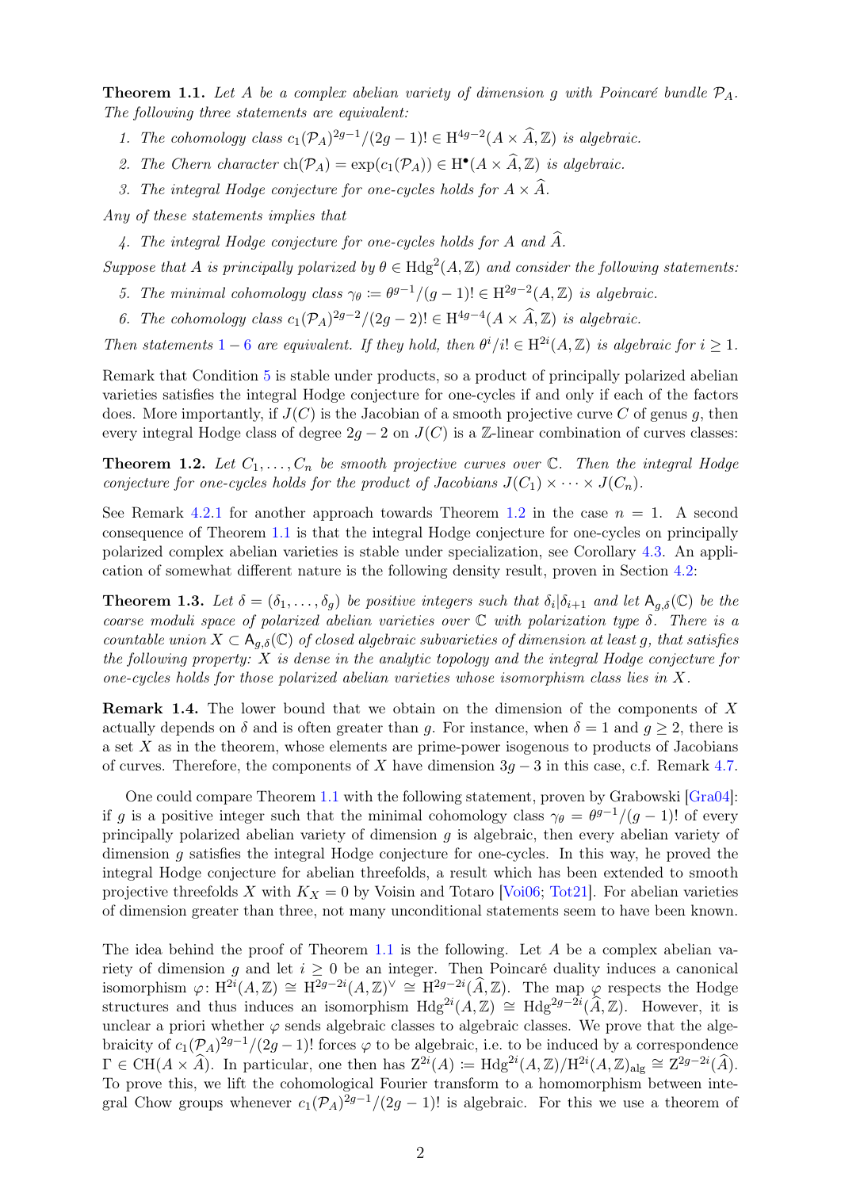**Theorem 1.1.** *Let $A$ be a complex abelian variety of dimension $g$ with Poincaré bundle $\mathcal{P}_A$. The following three statements are equivalent:*

1. *The cohomology class $c_1(\mathcal{P}_A)^{2g-1}/(2g-1)! \in \mathrm{H}^{4g-2}(A \times \widehat{A}, \mathbb{Z})$ is algebraic.*
2. *The Chern character $\mathrm{ch}(\mathcal{P}_A) = \exp(c_1(\mathcal{P}_A)) \in \mathrm{H}^\bullet(A \times \widehat{A}, \mathbb{Z})$ is algebraic.*
3. *The integral Hodge conjecture for one-cycles holds for $A \times \widehat{A}$.*

*Any of these statements implies that*

4. *The integral Hodge conjecture for one-cycles holds for $A$ and $\widehat{A}$.*

*Suppose that $A$ is principally polarized by $\theta \in \mathrm{Hdg}^2(A, \mathbb{Z})$ and consider the following statements:*

5. *The minimal cohomology class $\gamma_\theta := \theta^{g-1}/(g-1)! \in \mathrm{H}^{2g-2}(A, \mathbb{Z})$ is algebraic.*
6. *The cohomology class $c_1(\mathcal{P}_A)^{2g-2}/(2g-2)! \in \mathrm{H}^{4g-4}(A \times \widehat{A}, \mathbb{Z})$ is algebraic.*

*Then statements 1 – 6 are equivalent. If they hold, then $\theta^i/i! \in \mathrm{H}^{2i}(A, \mathbb{Z})$ is algebraic for $i \geq 1$.*

Remark that Condition 5 is stable under products, so a product of principally polarized abelian varieties satisfies the integral Hodge conjecture for one-cycles if and only if each of the factors does. More importantly, if $J(C)$ is the Jacobian of a smooth projective curve $C$ of genus $g$, then every integral Hodge class of degree $2g-2$ on $J(C)$ is a $\mathbb{Z}$-linear combination of curves classes:

**Theorem 1.2.** *Let $C_1, \ldots, C_n$ be smooth projective curves over $\mathbb{C}$. Then the integral Hodge conjecture for one-cycles holds for the product of Jacobians $J(C_1) \times \cdots \times J(C_n)$.*

See Remark 4.2.1 for another approach towards Theorem 1.2 in the case $n = 1$. A second consequence of Theorem 1.1 is that the integral Hodge conjecture for one-cycles on principally polarized complex abelian varieties is stable under specialization, see Corollary 4.3. An application of somewhat different nature is the following density result, proven in Section 4.2:

**Theorem 1.3.** *Let $\delta = (\delta_1, \ldots, \delta_g)$ be positive integers such that $\delta_i | \delta_{i+1}$ and let $\mathsf{A}_{g,\delta}(\mathbb{C})$ be the coarse moduli space of polarized abelian varieties over $\mathbb{C}$ with polarization type $\delta$. There is a countable union $X \subset \mathsf{A}_{g,\delta}(\mathbb{C})$ of closed algebraic subvarieties of dimension at least $g$, that satisfies the following property: $X$ is dense in the analytic topology and the integral Hodge conjecture for one-cycles holds for those polarized abelian varieties whose isomorphism class lies in $X$.*

**Remark 1.4.** The lower bound that we obtain on the dimension of the components of $X$ actually depends on $\delta$ and is often greater than $g$. For instance, when $\delta = 1$ and $g \geq 2$, there is a set $X$ as in the theorem, whose elements are prime-power isogenous to products of Jacobians of curves. Therefore, the components of $X$ have dimension $3g-3$ in this case, c.f. Remark 4.7.

One could compare Theorem 1.1 with the following statement, proven by Grabowski [Gra04]: if $g$ is a positive integer such that the minimal cohomology class $\gamma_\theta = \theta^{g-1}/(g-1)!$ of every principally polarized abelian variety of dimension $g$ is algebraic, then every abelian variety of dimension $g$ satisfies the integral Hodge conjecture for one-cycles. In this way, he proved the integral Hodge conjecture for abelian threefolds, a result which has been extended to smooth projective threefolds $X$ with $K_X = 0$ by Voisin and Totaro [Voi06; Tot21]. For abelian varieties of dimension greater than three, not many unconditional statements seem to have been known.

The idea behind the proof of Theorem 1.1 is the following. Let $A$ be a complex abelian variety of dimension $g$ and let $i \geq 0$ be an integer. Then Poincaré duality induces a canonical isomorphism $\varphi \colon \mathrm{H}^{2i}(A, \mathbb{Z}) \cong \mathrm{H}^{2g-2i}(A, \mathbb{Z})^\vee \cong \mathrm{H}^{2g-2i}(\widehat{A}, \mathbb{Z})$. The map $\varphi$ respects the Hodge structures and thus induces an isomorphism $\mathrm{Hdg}^{2i}(A, \mathbb{Z}) \cong \mathrm{Hdg}^{2g-2i}(\widehat{A}, \mathbb{Z})$. However, it is unclear a priori whether $\varphi$ sends algebraic classes to algebraic classes. We prove that the algebraicity of $c_1(\mathcal{P}_A)^{2g-1}/(2g-1)!$ forces $\varphi$ to be algebraic, i.e. to be induced by a correspondence $\Gamma \in \mathrm{CH}(A \times \widehat{A})$. In particular, one then has $\mathrm{Z}^{2i}(A) := \mathrm{Hdg}^{2i}(A, \mathbb{Z})/\mathrm{H}^{2i}(A, \mathbb{Z})_{\mathrm{alg}} \cong \mathrm{Z}^{2g-2i}(\widehat{A})$. To prove this, we lift the cohomological Fourier transform to a homomorphism between integral Chow groups whenever $c_1(\mathcal{P}_A)^{2g-1}/(2g-1)!$ is algebraic. For this we use a theorem of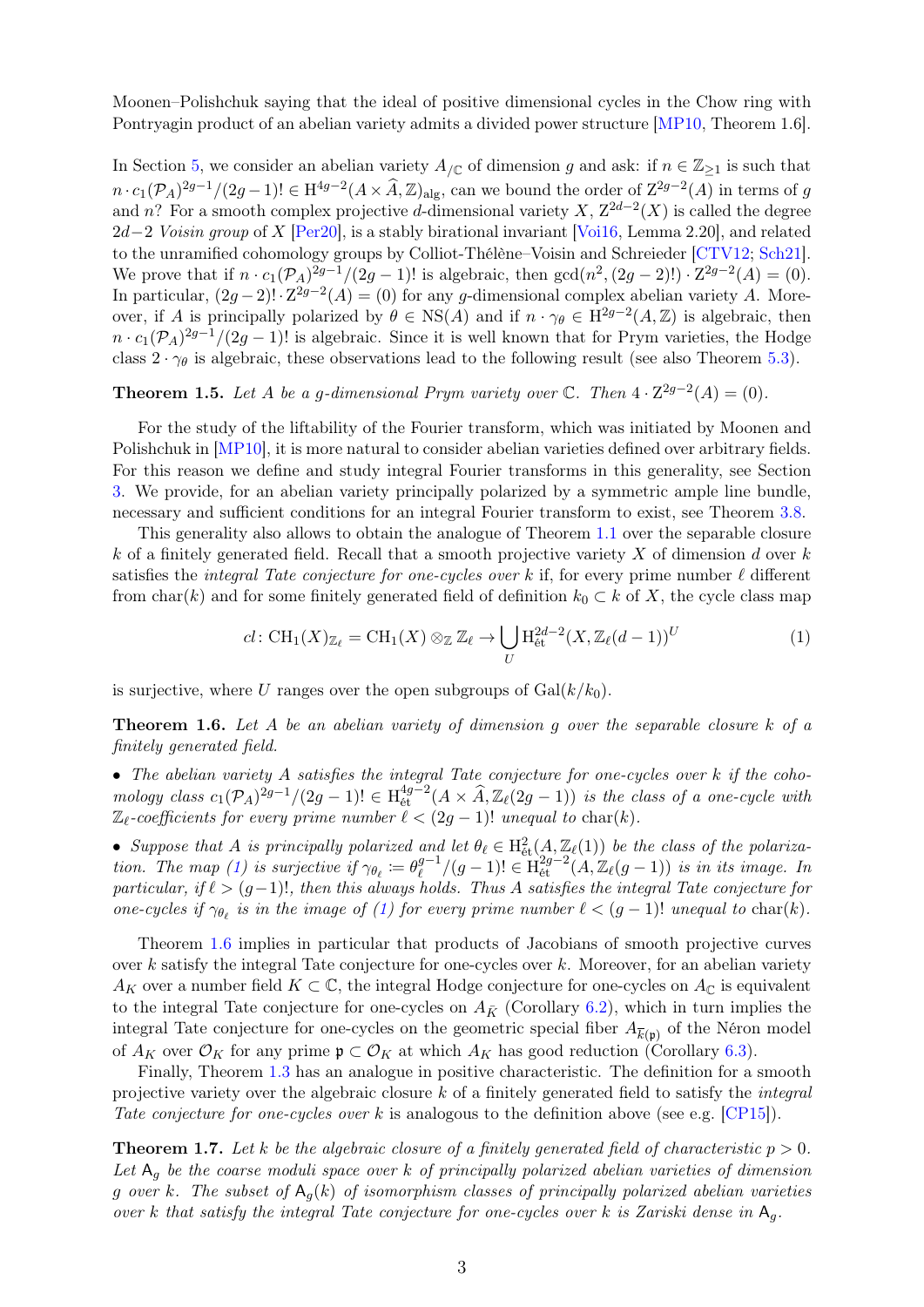Moonen–Polishchuk saying that the ideal of positive dimensional cycles in the Chow ring with Pontryagin product of an abelian variety admits a divided power structure [MP10, Theorem 1.6].

In Section 5, we consider an abelian variety $A_{/\mathbb{C}}$ of dimension $g$ and ask: if $n \in \mathbb{Z}_{\geq 1}$ is such that $n \cdot c_1(\mathcal{P}_A)^{2g-1}/(2g-1)! \in \mathrm{H}^{4g-2}(A \times \widehat{A}, \mathbb{Z})_{\mathrm{alg}}$, can we bound the order of $\mathrm{Z}^{2g-2}(A)$ in terms of $g$ and $n$? For a smooth complex projective $d$-dimensional variety $X$, $\mathrm{Z}^{2d-2}(X)$ is called the degree $2d-2$ *Voisin group* of $X$ [Per20], is a stably birational invariant [Voi16, Lemma 2.20], and related to the unramified cohomology groups by Colliot-Thélène–Voisin and Schreieder [CTV12; Sch21]. We prove that if $n \cdot c_1(\mathcal{P}_A)^{2g-1}/(2g-1)!$ is algebraic, then $\gcd(n^2, (2g-2)!) \cdot \mathrm{Z}^{2g-2}(A) = (0)$. In particular, $(2g-2)! \cdot \mathrm{Z}^{2g-2}(A) = (0)$ for any $g$-dimensional complex abelian variety $A$. Moreover, if $A$ is principally polarized by $\theta \in \mathrm{NS}(A)$ and if $n \cdot \gamma_\theta \in \mathrm{H}^{2g-2}(A, \mathbb{Z})$ is algebraic, then $n \cdot c_1(\mathcal{P}_A)^{2g-1}/(2g-1)!$ is algebraic. Since it is well known that for Prym varieties, the Hodge class $2 \cdot \gamma_\theta$ is algebraic, these observations lead to the following result (see also Theorem 5.3).

**Theorem 1.5.** *Let $A$ be a $g$-dimensional Prym variety over $\mathbb{C}$. Then $4 \cdot \mathrm{Z}^{2g-2}(A) = (0)$.*

For the study of the liftability of the Fourier transform, which was initiated by Moonen and Polishchuk in [MP10], it is more natural to consider abelian varieties defined over arbitrary fields. For this reason we define and study integral Fourier transforms in this generality, see Section 3. We provide, for an abelian variety principally polarized by a symmetric ample line bundle, necessary and sufficient conditions for an integral Fourier transform to exist, see Theorem 3.8.

This generality also allows to obtain the analogue of Theorem 1.1 over the separable closure $k$ of a finitely generated field. Recall that a smooth projective variety $X$ of dimension $d$ over $k$ satisfies the *integral Tate conjecture for one-cycles over* $k$ if, for every prime number $\ell$ different from $\mathrm{char}(k)$ and for some finitely generated field of definition $k_0 \subset k$ of $X$, the cycle class map

$$cl\colon \mathrm{CH}_1(X)_{\mathbb{Z}_\ell} = \mathrm{CH}_1(X) \otimes_{\mathbb{Z}} \mathbb{Z}_\ell \to \bigcup_U \mathrm{H}^{2d-2}_{\text{ét}}(X, \mathbb{Z}_\ell(d-1))^U \tag{1}$$

is surjective, where $U$ ranges over the open subgroups of $\mathrm{Gal}(k/k_0)$.

**Theorem 1.6.** *Let $A$ be an abelian variety of dimension $g$ over the separable closure $k$ of a finitely generated field.*

- *The abelian variety $A$ satisfies the integral Tate conjecture for one-cycles over $k$ if the cohomology class $c_1(\mathcal{P}_A)^{2g-1}/(2g-1)! \in \mathrm{H}^{4g-2}_{\text{ét}}(A \times \widehat{A}, \mathbb{Z}_\ell(2g-1))$ is the class of a one-cycle with $\mathbb{Z}_\ell$-coefficients for every prime number $\ell < (2g-1)!$ unequal to $\mathrm{char}(k)$.*
- *Suppose that $A$ is principally polarized and let $\theta_\ell \in \mathrm{H}^2_{\text{ét}}(A, \mathbb{Z}_\ell(1))$ be the class of the polarization. The map (1) is surjective if $\gamma_{\theta_\ell} := \theta_\ell^{g-1}/(g-1)! \in \mathrm{H}^{2g-2}_{\text{ét}}(A, \mathbb{Z}_\ell(g-1))$ is in its image. In particular, if $\ell > (g-1)!$, then this always holds. Thus $A$ satisfies the integral Tate conjecture for one-cycles if $\gamma_{\theta_\ell}$ is in the image of (1) for every prime number $\ell < (g-1)!$ unequal to $\mathrm{char}(k)$.*

Theorem 1.6 implies in particular that products of Jacobians of smooth projective curves over $k$ satisfy the integral Tate conjecture for one-cycles over $k$. Moreover, for an abelian variety $A_K$ over a number field $K \subset \mathbb{C}$, the integral Hodge conjecture for one-cycles on $A_{\mathbb{C}}$ is equivalent to the integral Tate conjecture for one-cycles on $A_{\bar{K}}$ (Corollary 6.2), which in turn implies the integral Tate conjecture for one-cycles on the geometric special fiber $A_{\overline{k(\mathfrak{p})}}$ of the Néron model of $A_K$ over $\mathcal{O}_K$ for any prime $\mathfrak{p} \subset \mathcal{O}_K$ at which $A_K$ has good reduction (Corollary 6.3).

Finally, Theorem 1.3 has an analogue in positive characteristic. The definition for a smooth projective variety over the algebraic closure $k$ of a finitely generated field to satisfy the *integral Tate conjecture for one-cycles over* $k$ is analogous to the definition above (see e.g. [CP15]).

**Theorem 1.7.** *Let $k$ be the algebraic closure of a finitely generated field of characteristic $p > 0$. Let $\mathsf{A}_g$ be the coarse moduli space over $k$ of principally polarized abelian varieties of dimension $g$ over $k$. The subset of $\mathsf{A}_g(k)$ of isomorphism classes of principally polarized abelian varieties over $k$ that satisfy the integral Tate conjecture for one-cycles over $k$ is Zariski dense in $\mathsf{A}_g$.*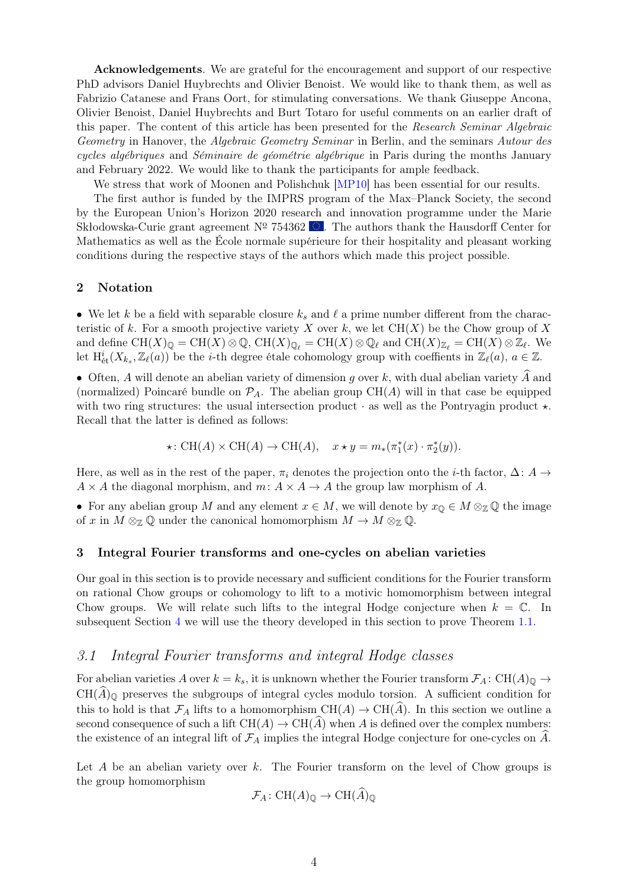**Acknowledgements**. We are grateful for the encouragement and support of our respective PhD advisors Daniel Huybrechts and Olivier Benoist. We would like to thank them, as well as Fabrizio Catanese and Frans Oort, for stimulating conversations. We thank Giuseppe Ancona, Olivier Benoist, Daniel Huybrechts and Burt Totaro for useful comments on an earlier draft of this paper. The content of this article has been presented for the *Research Seminar Algebraic Geometry* in Hanover, the *Algebraic Geometry Seminar* in Berlin, and the seminars *Autour des cycles algébriques* and *Séminaire de géométrie algébrique* in Paris during the months January and February 2022. We would like to thank the participants for ample feedback.

We stress that work of Moonen and Polishchuk [MP10] has been essential for our results.

The first author is funded by the IMPRS program of the Max–Planck Society, the second by the European Union's Horizon 2020 research and innovation programme under the Marie Skłodowska-Curie grant agreement № 754362. The authors thank the Hausdorff Center for Mathematics as well as the École normale supérieure for their hospitality and pleasant working conditions during the respective stays of the authors which made this project possible.

## 2 Notation

- We let $k$ be a field with separable closure $k_s$ and $\ell$ a prime number different from the characteristic of $k$. For a smooth projective variety $X$ over $k$, we let $\mathrm{CH}(X)$ be the Chow group of $X$ and define $\mathrm{CH}(X)_{\mathbb{Q}} = \mathrm{CH}(X) \otimes \mathbb{Q}$, $\mathrm{CH}(X)_{\mathbb{Q}_\ell} = \mathrm{CH}(X) \otimes \mathbb{Q}_\ell$ and $\mathrm{CH}(X)_{\mathbb{Z}_\ell} = \mathrm{CH}(X) \otimes \mathbb{Z}_\ell$. We let $\mathrm{H}^i_{\text{ét}}(X_{k_s}, \mathbb{Z}_\ell(a))$ be the $i$-th degree étale cohomology group with coeffients in $\mathbb{Z}_\ell(a)$, $a \in \mathbb{Z}$.

- Often, $A$ will denote an abelian variety of dimension $g$ over $k$, with dual abelian variety $\widehat{A}$ and (normalized) Poincaré bundle on $\mathcal{P}_A$. The abelian group $\mathrm{CH}(A)$ will in that case be equipped with two ring structures: the usual intersection product $\cdot$ as well as the Pontryagin product $\star$. Recall that the latter is defined as follows:

$$\star\colon \mathrm{CH}(A) \times \mathrm{CH}(A) \to \mathrm{CH}(A), \quad x \star y = m_*(\pi_1^*(x) \cdot \pi_2^*(y)).$$

Here, as well as in the rest of the paper, $\pi_i$ denotes the projection onto the $i$-th factor, $\Delta\colon A \to A \times A$ the diagonal morphism, and $m\colon A \times A \to A$ the group law morphism of $A$.

- For any abelian group $M$ and any element $x \in M$, we will denote by $x_{\mathbb{Q}} \in M \otimes_{\mathbb{Z}} \mathbb{Q}$ the image of $x$ in $M \otimes_{\mathbb{Z}} \mathbb{Q}$ under the canonical homomorphism $M \to M \otimes_{\mathbb{Z}} \mathbb{Q}$.

## 3 Integral Fourier transforms and one-cycles on abelian varieties

Our goal in this section is to provide necessary and sufficient conditions for the Fourier transform on rational Chow groups or cohomology to lift to a motivic homomorphism between integral Chow groups. We will relate such lifts to the integral Hodge conjecture when $k = \mathbb{C}$. In subsequent Section 4 we will use the theory developed in this section to prove Theorem 1.1.

### *3.1 Integral Fourier transforms and integral Hodge classes*

For abelian varieties $A$ over $k = k_s$, it is unknown whether the Fourier transform $\mathcal{F}_A\colon \mathrm{CH}(A)_{\mathbb{Q}} \to \mathrm{CH}(\widehat{A})_{\mathbb{Q}}$ preserves the subgroups of integral cycles modulo torsion. A sufficient condition for this to hold is that $\mathcal{F}_A$ lifts to a homomorphism $\mathrm{CH}(A) \to \mathrm{CH}(\widehat{A})$. In this section we outline a second consequence of such a lift $\mathrm{CH}(A) \to \mathrm{CH}(\widehat{A})$ when $A$ is defined over the complex numbers: the existence of an integral lift of $\mathcal{F}_A$ implies the integral Hodge conjecture for one-cycles on $\widehat{A}$.

Let $A$ be an abelian variety over $k$. The Fourier transform on the level of Chow groups is the group homomorphism

$$\mathcal{F}_A\colon \mathrm{CH}(A)_{\mathbb{Q}} \to \mathrm{CH}(\widehat{A})_{\mathbb{Q}}$$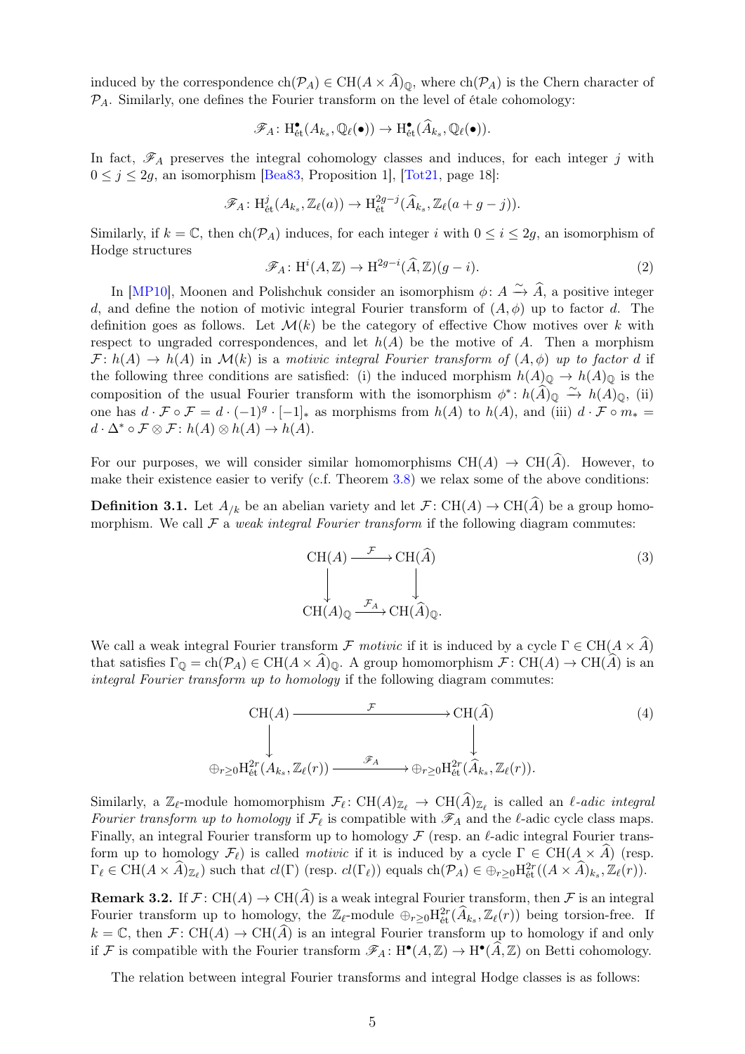induced by the correspondence $\mathrm{ch}(\mathcal{P}_A) \in \mathrm{CH}(A \times \widehat{A})_{\mathbb{Q}}$, where $\mathrm{ch}(\mathcal{P}_A)$ is the Chern character of $\mathcal{P}_A$. Similarly, one defines the Fourier transform on the level of étale cohomology:

$$\mathscr{F}_A \colon \mathrm{H}^{\bullet}_{\text{ét}}(A_{k_s}, \mathbb{Q}_\ell(\bullet)) \to \mathrm{H}^{\bullet}_{\text{ét}}(\widehat{A}_{k_s}, \mathbb{Q}_\ell(\bullet)).$$

In fact, $\mathscr{F}_A$ preserves the integral cohomology classes and induces, for each integer $j$ with $0 \le j \le 2g$, an isomorphism [Bea83, Proposition 1], [Tot21, page 18]:

$$\mathscr{F}_A \colon \mathrm{H}^{j}_{\text{ét}}(A_{k_s}, \mathbb{Z}_\ell(a)) \to \mathrm{H}^{2g-j}_{\text{ét}}(\widehat{A}_{k_s}, \mathbb{Z}_\ell(a+g-j)).$$

Similarly, if $k = \mathbb{C}$, then $\mathrm{ch}(\mathcal{P}_A)$ induces, for each integer $i$ with $0 \le i \le 2g$, an isomorphism of Hodge structures

$$\mathscr{F}_A \colon \mathrm{H}^i(A, \mathbb{Z}) \to \mathrm{H}^{2g-i}(\widehat{A}, \mathbb{Z})(g-i). \tag{2}$$

In [MP10], Moonen and Polishchuk consider an isomorphism $\phi \colon A \xrightarrow{\sim} \widehat{A}$, a positive integer $d$, and define the notion of motivic integral Fourier transform of $(A, \phi)$ up to factor $d$. The definition goes as follows. Let $\mathcal{M}(k)$ be the category of effective Chow motives over $k$ with respect to ungraded correspondences, and let $h(A)$ be the motive of $A$. Then a morphism $\mathcal{F} \colon h(A) \to h(A)$ in $\mathcal{M}(k)$ is a *motivic integral Fourier transform of* $(A, \phi)$ *up to factor* $d$ if the following three conditions are satisfied: (i) the induced morphism $h(A)_{\mathbb{Q}} \to h(A)_{\mathbb{Q}}$ is the composition of the usual Fourier transform with the isomorphism $\phi^* \colon h(\widehat{A})_{\mathbb{Q}} \xrightarrow{\sim} h(A)_{\mathbb{Q}}$, (ii) one has $d \cdot \mathcal{F} \circ \mathcal{F} = d \cdot (-1)^g \cdot [-1]_*$ as morphisms from $h(A)$ to $h(A)$, and (iii) $d \cdot \mathcal{F} \circ m_* = d \cdot \Delta^* \circ \mathcal{F} \otimes \mathcal{F} \colon h(A) \otimes h(A) \to h(A)$.

For our purposes, we will consider similar homomorphisms $\mathrm{CH}(A) \to \mathrm{CH}(\widehat{A})$. However, to make their existence easier to verify (c.f. Theorem 3.8) we relax some of the above conditions:

**Definition 3.1.** Let $A_{/k}$ be an abelian variety and let $\mathcal{F} \colon \mathrm{CH}(A) \to \mathrm{CH}(\widehat{A})$ be a group homomorphism. We call $\mathcal{F}$ a *weak integral Fourier transform* if the following diagram commutes:

$$\begin{array}{ccc} \mathrm{CH}(A) & \xrightarrow{\mathcal{F}} & \mathrm{CH}(\widehat{A}) \\ \downarrow & & \downarrow \\ \mathrm{CH}(A)_{\mathbb{Q}} & \xrightarrow{\mathscr{F}_A} & \mathrm{CH}(\widehat{A})_{\mathbb{Q}}. \end{array} \tag{3}$$

We call a weak integral Fourier transform $\mathcal{F}$ *motivic* if it is induced by a cycle $\Gamma \in \mathrm{CH}(A \times \widehat{A})$ that satisfies $\Gamma_{\mathbb{Q}} = \mathrm{ch}(\mathcal{P}_A) \in \mathrm{CH}(A \times \widehat{A})_{\mathbb{Q}}$. A group homomorphism $\mathcal{F} \colon \mathrm{CH}(A) \to \mathrm{CH}(\widehat{A})$ is an *integral Fourier transform up to homology* if the following diagram commutes:

$$\begin{array}{ccc} \mathrm{CH}(A) & \xrightarrow{\mathcal{F}} & \mathrm{CH}(\widehat{A}) \\ \downarrow & & \downarrow \\ \oplus_{r \ge 0} \mathrm{H}^{2r}_{\text{ét}}(A_{k_s}, \mathbb{Z}_\ell(r)) & \xrightarrow{\mathscr{F}_A} & \oplus_{r \ge 0} \mathrm{H}^{2r}_{\text{ét}}(\widehat{A}_{k_s}, \mathbb{Z}_\ell(r)). \end{array} \tag{4}$$

Similarly, a $\mathbb{Z}_\ell$-module homomorphism $\mathcal{F}_\ell \colon \mathrm{CH}(A)_{\mathbb{Z}_\ell} \to \mathrm{CH}(\widehat{A})_{\mathbb{Z}_\ell}$ is called an *$\ell$-adic integral Fourier transform up to homology* if $\mathcal{F}_\ell$ is compatible with $\mathscr{F}_A$ and the $\ell$-adic cycle class maps. Finally, an integral Fourier transform up to homology $\mathcal{F}$ (resp. an $\ell$-adic integral Fourier transform up to homology $\mathcal{F}_\ell$) is called *motivic* if it is induced by a cycle $\Gamma \in \mathrm{CH}(A \times \widehat{A})$ (resp. $\Gamma_\ell \in \mathrm{CH}(A \times \widehat{A})_{\mathbb{Z}_\ell}$) such that $cl(\Gamma)$ (resp. $cl(\Gamma_\ell)$) equals $\mathrm{ch}(\mathcal{P}_A) \in \oplus_{r \ge 0} \mathrm{H}^{2r}_{\text{ét}}((A \times \widehat{A})_{k_s}, \mathbb{Z}_\ell(r))$.

**Remark 3.2.** If $\mathcal{F} \colon \mathrm{CH}(A) \to \mathrm{CH}(\widehat{A})$ is a weak integral Fourier transform, then $\mathcal{F}$ is an integral Fourier transform up to homology, the $\mathbb{Z}_\ell$-module $\oplus_{r \ge 0} \mathrm{H}^{2r}_{\text{ét}}(\widehat{A}_{k_s}, \mathbb{Z}_\ell(r))$ being torsion-free. If $k = \mathbb{C}$, then $\mathcal{F} \colon \mathrm{CH}(A) \to \mathrm{CH}(\widehat{A})$ is an integral Fourier transform up to homology if and only if $\mathcal{F}$ is compatible with the Fourier transform $\mathscr{F}_A \colon \mathrm{H}^{\bullet}(A, \mathbb{Z}) \to \mathrm{H}^{\bullet}(\widehat{A}, \mathbb{Z})$ on Betti cohomology.

The relation between integral Fourier transforms and integral Hodge classes is as follows: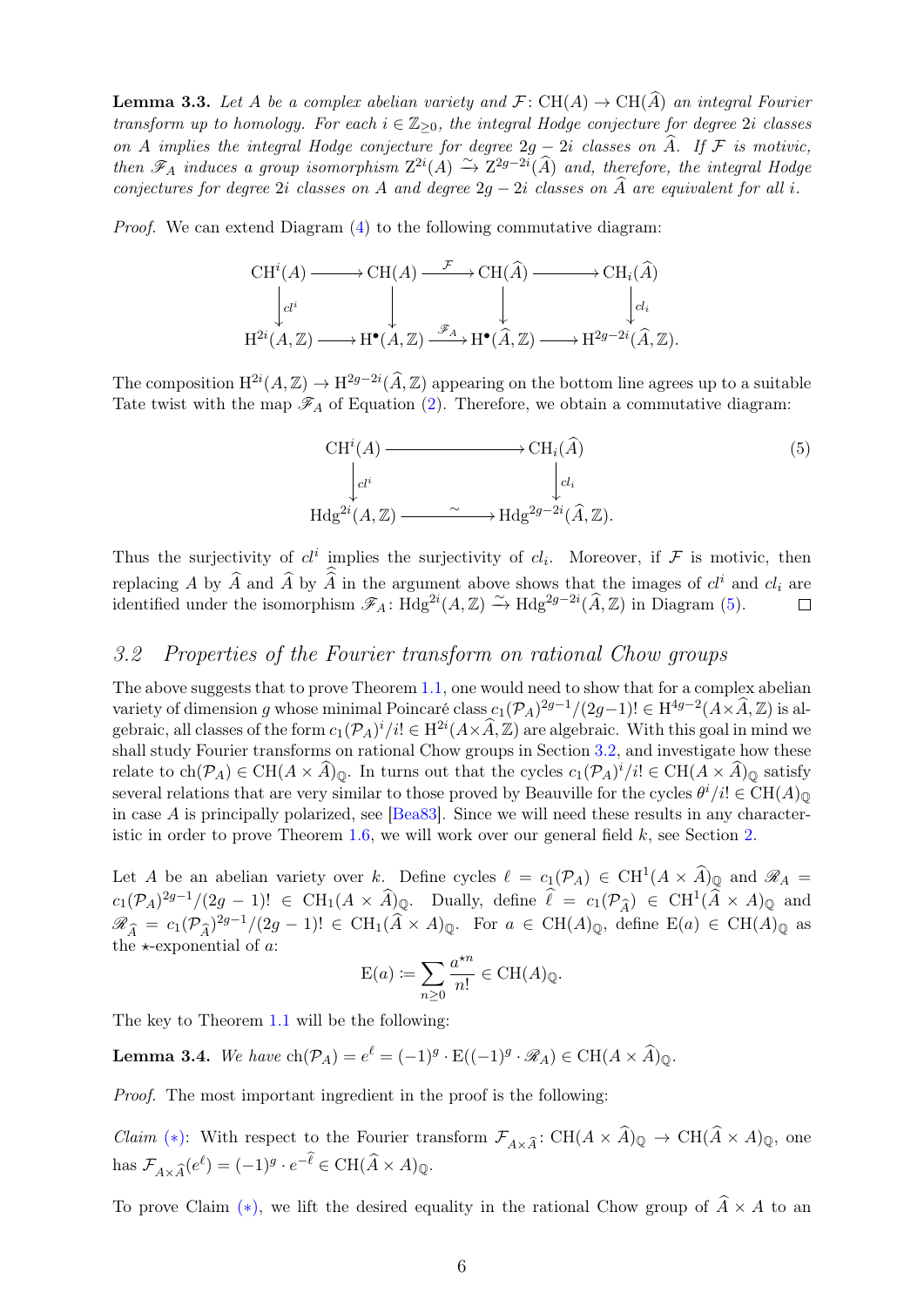**Lemma 3.3.** *Let $A$ be a complex abelian variety and $\mathcal{F}\colon \mathrm{CH}(A) \to \mathrm{CH}(\widehat{A})$ an integral Fourier transform up to homology. For each $i \in \mathbb{Z}_{\geq 0}$, the integral Hodge conjecture for degree $2i$ classes on $A$ implies the integral Hodge conjecture for degree $2g-2i$ classes on $\widehat{A}$. If $\mathcal{F}$ is motivic, then $\mathscr{F}_A$ induces a group isomorphism $\mathrm{Z}^{2i}(A) \xrightarrow{\sim} \mathrm{Z}^{2g-2i}(\widehat{A})$ and, therefore, the integral Hodge conjectures for degree $2i$ classes on $A$ and degree $2g-2i$ classes on $\widehat{A}$ are equivalent for all $i$.*

*Proof.* We can extend Diagram (4) to the following commutative diagram:

$$\begin{array}{ccccccc}
\mathrm{CH}^i(A) & \longrightarrow & \mathrm{CH}(A) & \xrightarrow{\mathcal{F}} & \mathrm{CH}(\widehat{A}) & \longrightarrow & \mathrm{CH}_i(\widehat{A}) \\
\downarrow{\scriptstyle cl^i} & & \downarrow & & \downarrow & & \downarrow{\scriptstyle cl_i} \\
\mathrm{H}^{2i}(A,\mathbb{Z}) & \longrightarrow & \mathrm{H}^\bullet(A,\mathbb{Z}) & \xrightarrow{\mathscr{F}_A} & \mathrm{H}^\bullet(\widehat{A},\mathbb{Z}) & \longrightarrow & \mathrm{H}^{2g-2i}(\widehat{A},\mathbb{Z}).
\end{array}$$

The composition $\mathrm{H}^{2i}(A,\mathbb{Z}) \to \mathrm{H}^{2g-2i}(\widehat{A},\mathbb{Z})$ appearing on the bottom line agrees up to a suitable Tate twist with the map $\mathscr{F}_A$ of Equation (2). Therefore, we obtain a commutative diagram:

$$\begin{array}{ccc}
\mathrm{CH}^i(A) & \longrightarrow & \mathrm{CH}_i(\widehat{A}) \\
\downarrow{\scriptstyle cl^i} & & \downarrow{\scriptstyle cl_i} \\
\mathrm{Hdg}^{2i}(A,\mathbb{Z}) & \xrightarrow{\sim} & \mathrm{Hdg}^{2g-2i}(\widehat{A},\mathbb{Z}).
\end{array} \tag{5}$$

Thus the surjectivity of $cl^i$ implies the surjectivity of $cl_i$. Moreover, if $\mathcal{F}$ is motivic, then replacing $A$ by $\widehat{A}$ and $\widehat{A}$ by $\widehat{\widehat{A}}$ in the argument above shows that the images of $cl^i$ and $cl_i$ are identified under the isomorphism $\mathscr{F}_A\colon \mathrm{Hdg}^{2i}(A,\mathbb{Z}) \xrightarrow{\sim} \mathrm{Hdg}^{2g-2i}(\widehat{A},\mathbb{Z})$ in Diagram (5). $\square$

## 3.2 Properties of the Fourier transform on rational Chow groups

The above suggests that to prove Theorem 1.1, one would need to show that for a complex abelian variety of dimension $g$ whose minimal Poincaré class $c_1(\mathcal{P}_A)^{2g-1}/(2g-1)! \in \mathrm{H}^{4g-2}(A\times\widehat{A},\mathbb{Z})$ is algebraic, all classes of the form $c_1(\mathcal{P}_A)^i/i! \in \mathrm{H}^{2i}(A\times\widehat{A},\mathbb{Z})$ are algebraic. With this goal in mind we shall study Fourier transforms on rational Chow groups in Section 3.2, and investigate how these relate to $\mathrm{ch}(\mathcal{P}_A) \in \mathrm{CH}(A\times\widehat{A})_{\mathbb{Q}}$. In turns out that the cycles $c_1(\mathcal{P}_A)^i/i! \in \mathrm{CH}(A\times\widehat{A})_{\mathbb{Q}}$ satisfy several relations that are very similar to those proved by Beauville for the cycles $\theta^i/i! \in \mathrm{CH}(A)_{\mathbb{Q}}$ in case $A$ is principally polarized, see [Bea83]. Since we will need these results in any characteristic in order to prove Theorem 1.6, we will work over our general field $k$, see Section 2.

Let $A$ be an abelian variety over $k$. Define cycles $\ell = c_1(\mathcal{P}_A) \in \mathrm{CH}^1(A\times\widehat{A})_{\mathbb{Q}}$ and $\mathscr{R}_A = c_1(\mathcal{P}_A)^{2g-1}/(2g-1)! \in \mathrm{CH}_1(A\times\widehat{A})_{\mathbb{Q}}$. Dually, define $\widehat{\ell} = c_1(\mathcal{P}_{\widehat{A}}) \in \mathrm{CH}^1(\widehat{A}\times A)_{\mathbb{Q}}$ and $\mathscr{R}_{\widehat{A}} = c_1(\mathcal{P}_{\widehat{A}})^{2g-1}/(2g-1)! \in \mathrm{CH}_1(\widehat{A}\times A)_{\mathbb{Q}}$. For $a \in \mathrm{CH}(A)_{\mathbb{Q}}$, define $\mathrm{E}(a) \in \mathrm{CH}(A)_{\mathbb{Q}}$ as the $\star$-exponential of $a$:

$$\mathrm{E}(a) \coloneqq \sum_{n\geq 0} \frac{a^{\star n}}{n!} \in \mathrm{CH}(A)_{\mathbb{Q}}.$$

The key to Theorem 1.1 will be the following:

**Lemma 3.4.** *We have $\mathrm{ch}(\mathcal{P}_A) = e^{\ell} = (-1)^g \cdot \mathrm{E}((-1)^g \cdot \mathscr{R}_A) \in \mathrm{CH}(A\times\widehat{A})_{\mathbb{Q}}$.*

*Proof.* The most important ingredient in the proof is the following:

*Claim* (∗): With respect to the Fourier transform $\mathcal{F}_{A\times\widehat{A}}\colon \mathrm{CH}(A\times\widehat{A})_{\mathbb{Q}} \to \mathrm{CH}(\widehat{A}\times A)_{\mathbb{Q}}$, one has $\mathcal{F}_{A\times\widehat{A}}(e^{\ell}) = (-1)^g \cdot e^{-\widehat{\ell}} \in \mathrm{CH}(\widehat{A}\times A)_{\mathbb{Q}}$.

To prove Claim (∗), we lift the desired equality in the rational Chow group of $\widehat{A}\times A$ to an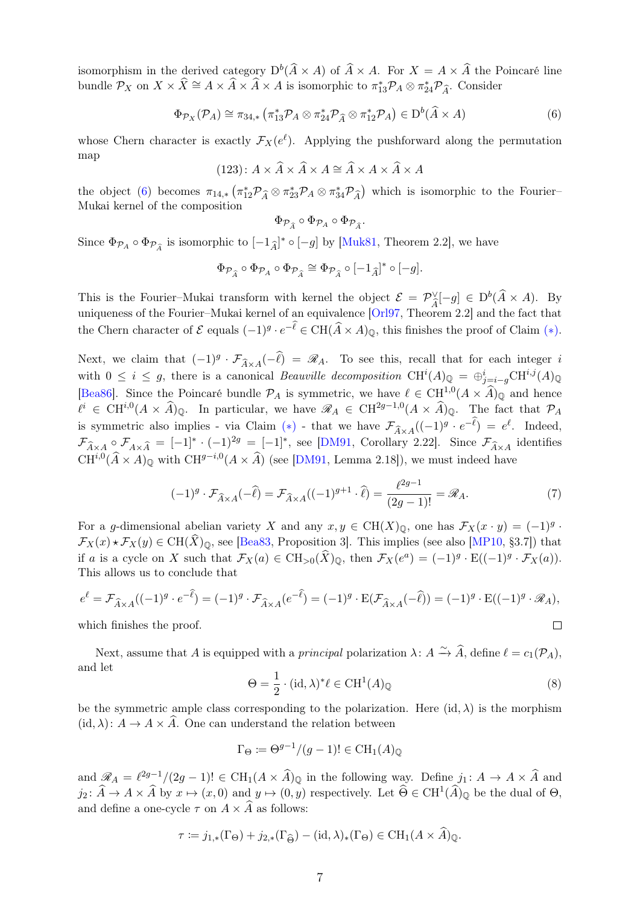isomorphism in the derived category $\mathrm{D}^b(\widehat{A} \times A)$ of $\widehat{A} \times A$. For $X = A \times \widehat{A}$ the Poincaré line bundle $\mathcal{P}_X$ on $X \times \widehat{X} \cong A \times \widehat{A} \times \widehat{A} \times A$ is isomorphic to $\pi_{13}^*\mathcal{P}_A \otimes \pi_{24}^*\mathcal{P}_{\widehat{A}}$. Consider

$$\Phi_{\mathcal{P}_X}(\mathcal{P}_A) \cong \pi_{34,*}\left(\pi_{13}^*\mathcal{P}_A \otimes \pi_{24}^*\mathcal{P}_{\widehat{A}} \otimes \pi_{12}^*\mathcal{P}_A\right) \in \mathrm{D}^b(\widehat{A} \times A) \tag{6}$$

whose Chern character is exactly $\mathcal{F}_X(e^\ell)$. Applying the pushforward along the permutation map

$$(123)\colon A \times \widehat{A} \times \widehat{A} \times A \cong \widehat{A} \times A \times \widehat{A} \times A$$

the object (6) becomes $\pi_{14,*}\left(\pi_{12}^*\mathcal{P}_{\widehat{A}} \otimes \pi_{23}^*\mathcal{P}_A \otimes \pi_{34}^*\mathcal{P}_{\widehat{A}}\right)$ which is isomorphic to the Fourier–Mukai kernel of the composition

$$\Phi_{\mathcal{P}_{\widehat{A}}} \circ \Phi_{\mathcal{P}_A} \circ \Phi_{\mathcal{P}_{\widehat{A}}}.$$

Since $\Phi_{\mathcal{P}_A} \circ \Phi_{\mathcal{P}_{\widehat{A}}}$ is isomorphic to $[-1_{\widehat{A}}]^* \circ [-g]$ by [Muk81, Theorem 2.2], we have

$$\Phi_{\mathcal{P}_{\widehat{A}}} \circ \Phi_{\mathcal{P}_A} \circ \Phi_{\mathcal{P}_{\widehat{A}}} \cong \Phi_{\mathcal{P}_{\widehat{A}}} \circ [-1_{\widehat{A}}]^* \circ [-g].$$

This is the Fourier–Mukai transform with kernel the object $\mathcal{E} = \mathcal{P}_{\widehat{A}}^\vee[-g] \in \mathrm{D}^b(\widehat{A} \times A)$. By uniqueness of the Fourier–Mukai kernel of an equivalence [Orl97, Theorem 2.2] and the fact that the Chern character of $\mathcal{E}$ equals $(-1)^g \cdot e^{-\widehat{\ell}} \in \mathrm{CH}(\widehat{A} \times A)_\mathbb{Q}$, this finishes the proof of Claim $(*)$.

Next, we claim that $(-1)^g \cdot \mathcal{F}_{\widehat{A}\times A}(-\widehat{\ell}) = \mathscr{R}_A$. To see this, recall that for each integer $i$ with $0 \leq i \leq g$, there is a canonical *Beauville decomposition* $\mathrm{CH}^i(A)_\mathbb{Q} = \oplus_{j=i-g}^{i}\mathrm{CH}^{i,j}(A)_\mathbb{Q}$ [Bea86]. Since the Poincaré bundle $\mathcal{P}_A$ is symmetric, we have $\ell \in \mathrm{CH}^{1,0}(A \times \widehat{A})_\mathbb{Q}$ and hence $\ell^i \in \mathrm{CH}^{i,0}(A \times \widehat{A})_\mathbb{Q}$. In particular, we have $\mathscr{R}_A \in \mathrm{CH}^{2g-1,0}(A \times \widehat{A})_\mathbb{Q}$. The fact that $\mathcal{P}_A$ is symmetric also implies - via Claim $(*)$ - that we have $\mathcal{F}_{\widehat{A}\times A}((-1)^g \cdot e^{-\widehat{\ell}}) = e^\ell$. Indeed, $\mathcal{F}_{\widehat{A}\times A} \circ \mathcal{F}_{A\times\widehat{A}} = [-1]^* \cdot (-1)^{2g} = [-1]^*$, see [DM91, Corollary 2.22]. Since $\mathcal{F}_{\widehat{A}\times A}$ identifies $\mathrm{CH}^{i,0}(\widehat{A} \times A)_\mathbb{Q}$ with $\mathrm{CH}^{g-i,0}(A \times \widehat{A})$ (see [DM91, Lemma 2.18]), we must indeed have

$$(-1)^g \cdot \mathcal{F}_{\widehat{A}\times A}(-\widehat{\ell}) = \mathcal{F}_{\widehat{A}\times A}((-1)^{g+1} \cdot \widehat{\ell}) = \frac{\ell^{2g-1}}{(2g-1)!} = \mathscr{R}_A. \tag{7}$$

For a $g$-dimensional abelian variety $X$ and any $x, y \in \mathrm{CH}(X)_\mathbb{Q}$, one has $\mathcal{F}_X(x \cdot y) = (-1)^g \cdot \mathcal{F}_X(x) \star \mathcal{F}_X(y) \in \mathrm{CH}(\widehat{X})_\mathbb{Q}$, see [Bea83, Proposition 3]. This implies (see also [MP10, §3.7]) that if $a$ is a cycle on $X$ such that $\mathcal{F}_X(a) \in \mathrm{CH}_{>0}(\widehat{X})_\mathbb{Q}$, then $\mathcal{F}_X(e^a) = (-1)^g \cdot \mathrm{E}((-1)^g \cdot \mathcal{F}_X(a))$. This allows us to conclude that

$$e^\ell = \mathcal{F}_{\widehat{A}\times A}((-1)^g \cdot e^{-\widehat{\ell}}) = (-1)^g \cdot \mathcal{F}_{\widehat{A}\times A}(e^{-\widehat{\ell}}) = (-1)^g \cdot \mathrm{E}(\mathcal{F}_{\widehat{A}\times A}(-\widehat{\ell})) = (-1)^g \cdot \mathrm{E}((-1)^g \cdot \mathscr{R}_A),$$

which finishes the proof. □

Next, assume that $A$ is equipped with a *principal* polarization $\lambda\colon A \xrightarrow{\sim} \widehat{A}$, define $\ell = c_1(\mathcal{P}_A)$, and let

$$\Theta = \frac{1}{2} \cdot (\mathrm{id}, \lambda)^*\ell \in \mathrm{CH}^1(A)_\mathbb{Q} \tag{8}$$

be the symmetric ample class corresponding to the polarization. Here $(\mathrm{id}, \lambda)$ is the morphism $(\mathrm{id}, \lambda)\colon A \to A \times \widehat{A}$. One can understand the relation between

$$\Gamma_\Theta := \Theta^{g-1}/(g-1)! \in \mathrm{CH}_1(A)_\mathbb{Q}$$

and $\mathscr{R}_A = \ell^{2g-1}/(2g-1)! \in \mathrm{CH}_1(A \times \widehat{A})_\mathbb{Q}$ in the following way. Define $j_1\colon A \to A \times \widehat{A}$ and $j_2\colon \widehat{A} \to A \times \widehat{A}$ by $x \mapsto (x, 0)$ and $y \mapsto (0, y)$ respectively. Let $\widehat{\Theta} \in \mathrm{CH}^1(\widehat{A})_\mathbb{Q}$ be the dual of $\Theta$, and define a one-cycle $\tau$ on $A \times \widehat{A}$ as follows:

$$\tau := j_{1,*}(\Gamma_\Theta) + j_{2,*}(\Gamma_{\widehat{\Theta}}) - (\mathrm{id}, \lambda)_*(\Gamma_\Theta) \in \mathrm{CH}_1(A \times \widehat{A})_\mathbb{Q}.$$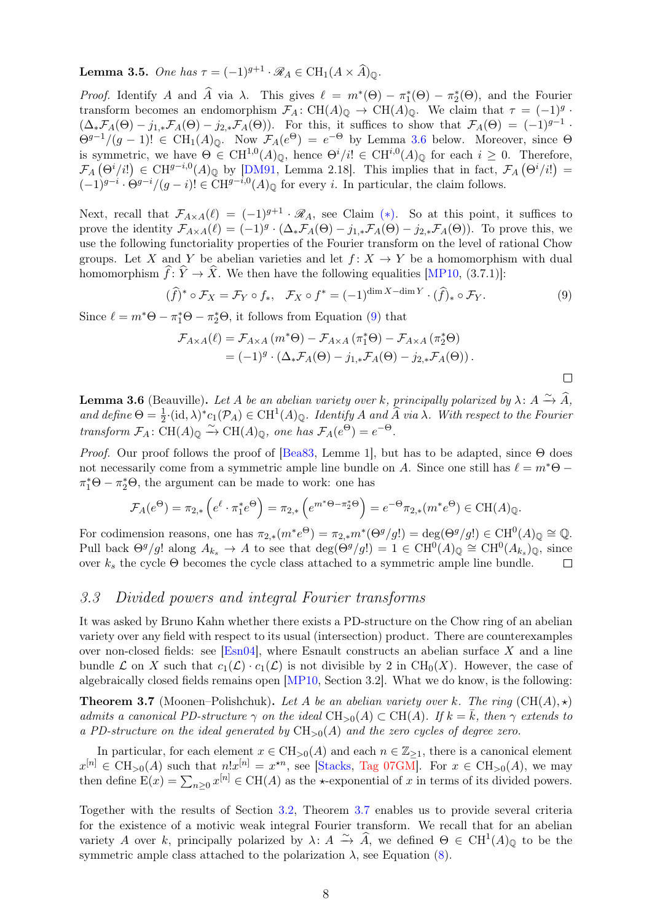**Lemma 3.5.** *One has* $\tau = (-1)^{g+1} \cdot \mathscr{R}_A \in \mathrm{CH}_1(A \times \widehat{A})_{\mathbb{Q}}$.

*Proof.* Identify $A$ and $\widehat{A}$ via $\lambda$. This gives $\ell = m^*(\Theta) - \pi_1^*(\Theta) - \pi_2^*(\Theta)$, and the Fourier transform becomes an endomorphism $\mathcal{F}_A \colon \mathrm{CH}(A)_{\mathbb{Q}} \to \mathrm{CH}(A)_{\mathbb{Q}}$. We claim that $\tau = (-1)^g \cdot (\Delta_* \mathcal{F}_A(\Theta) - j_{1,*}\mathcal{F}_A(\Theta) - j_{2,*}\mathcal{F}_A(\Theta))$. For this, it suffices to show that $\mathcal{F}_A(\Theta) = (-1)^{g-1} \cdot \Theta^{g-1}/(g-1)! \in \mathrm{CH}_1(A)_{\mathbb{Q}}$. Now $\mathcal{F}_A(e^{\Theta}) = e^{-\Theta}$ by Lemma 3.6 below. Moreover, since $\Theta$ is symmetric, we have $\Theta \in \mathrm{CH}^{1,0}(A)_{\mathbb{Q}}$, hence $\Theta^i/i! \in \mathrm{CH}^{i,0}(A)_{\mathbb{Q}}$ for each $i \geq 0$. Therefore, $\mathcal{F}_A\left(\Theta^i/i!\right) \in \mathrm{CH}^{g-i,0}(A)_{\mathbb{Q}}$ by [DM91, Lemma 2.18]. This implies that in fact, $\mathcal{F}_A\left(\Theta^i/i!\right) = (-1)^{g-i} \cdot \Theta^{g-i}/(g-i)! \in \mathrm{CH}^{g-i,0}(A)_{\mathbb{Q}}$ for every $i$. In particular, the claim follows.

Next, recall that $\mathcal{F}_{A \times A}(\ell) = (-1)^{g+1} \cdot \mathscr{R}_A$, see Claim (∗). So at this point, it suffices to prove the identity $\mathcal{F}_{A\times A}(\ell) = (-1)^g \cdot (\Delta_* \mathcal{F}_A(\Theta) - j_{1,*}\mathcal{F}_A(\Theta) - j_{2,*}\mathcal{F}_A(\Theta))$. To prove this, we use the following functoriality properties of the Fourier transform on the level of rational Chow groups. Let $X$ and $Y$ be abelian varieties and let $f \colon X \to Y$ be a homomorphism with dual homomorphism $\widehat{f} \colon \widehat{Y} \to \widehat{X}$. We then have the following equalities [MP10, (3.7.1)]:

$$(\widehat{f})^* \circ \mathcal{F}_X = \mathcal{F}_Y \circ f_*, \quad \mathcal{F}_X \circ f^* = (-1)^{\dim X - \dim Y} \cdot (\widehat{f})_* \circ \mathcal{F}_Y. \tag{9}$$

Since $\ell = m^*\Theta - \pi_1^*\Theta - \pi_2^*\Theta$, it follows from Equation (9) that

$$\begin{aligned}\mathcal{F}_{A\times A}(\ell) &= \mathcal{F}_{A\times A}\left(m^*\Theta\right) - \mathcal{F}_{A\times A}\left(\pi_1^*\Theta\right) - \mathcal{F}_{A\times A}\left(\pi_2^*\Theta\right) \\ &= (-1)^g \cdot \left(\Delta_* \mathcal{F}_A(\Theta) - j_{1,*}\mathcal{F}_A(\Theta) - j_{2,*}\mathcal{F}_A(\Theta)\right).\end{aligned}$$

□

**Lemma 3.6** (Beauville)**.** *Let $A$ be an abelian variety over $k$, principally polarized by $\lambda \colon A \xrightarrow{\sim} \widehat{A}$, and define $\Theta = \frac{1}{2} \cdot (\mathrm{id}, \lambda)^* c_1(\mathcal{P}_A) \in \mathrm{CH}^1(A)_{\mathbb{Q}}$. Identify $A$ and $\widehat{A}$ via $\lambda$. With respect to the Fourier transform $\mathcal{F}_A \colon \mathrm{CH}(A)_{\mathbb{Q}} \xrightarrow{\sim} \mathrm{CH}(A)_{\mathbb{Q}}$, one has $\mathcal{F}_A(e^{\Theta}) = e^{-\Theta}$.*

*Proof.* Our proof follows the proof of [Bea83, Lemme 1], but has to be adapted, since $\Theta$ does not necessarily come from a symmetric ample line bundle on $A$. Since one still has $\ell = m^*\Theta - \pi_1^*\Theta - \pi_2^*\Theta$, the argument can be made to work: one has

$$\mathcal{F}_A(e^{\Theta}) = \pi_{2,*}\left(e^{\ell} \cdot \pi_1^* e^{\Theta}\right) = \pi_{2,*}\left(e^{m^*\Theta - \pi_2^*\Theta}\right) = e^{-\Theta} \pi_{2,*}(m^* e^{\Theta}) \in \mathrm{CH}(A)_{\mathbb{Q}}.$$

For codimension reasons, one has $\pi_{2,*}(m^*e^{\Theta}) = \pi_{2,*}m^*(\Theta^g/g!) = \deg(\Theta^g/g!) \in \mathrm{CH}^0(A)_{\mathbb{Q}} \cong \mathbb{Q}$. Pull back $\Theta^g/g!$ along $A_{k_s} \to A$ to see that $\deg(\Theta^g/g!) = 1 \in \mathrm{CH}^0(A)_{\mathbb{Q}} \cong \mathrm{CH}^0(A_{k_s})_{\mathbb{Q}}$, since over $k_s$ the cycle $\Theta$ becomes the cycle class attached to a symmetric ample line bundle. □

### *3.3 Divided powers and integral Fourier transforms*

It was asked by Bruno Kahn whether there exists a PD-structure on the Chow ring of an abelian variety over any field with respect to its usual (intersection) product. There are counterexamples over non-closed fields: see [Esn04], where Esnault constructs an abelian surface $X$ and a line bundle $\mathcal{L}$ on $X$ such that $c_1(\mathcal{L}) \cdot c_1(\mathcal{L})$ is not divisible by 2 in $\mathrm{CH}_0(X)$. However, the case of algebraically closed fields remains open [MP10, Section 3.2]. What we do know, is the following:

**Theorem 3.7** (Moonen–Polishchuk)**.** *Let $A$ be an abelian variety over $k$. The ring $(\mathrm{CH}(A), \star)$ admits a canonical PD-structure $\gamma$ on the ideal $\mathrm{CH}_{>0}(A) \subset \mathrm{CH}(A)$. If $k = \bar{k}$, then $\gamma$ extends to a PD-structure on the ideal generated by $\mathrm{CH}_{>0}(A)$ and the zero cycles of degree zero.*

In particular, for each element $x \in \mathrm{CH}_{>0}(A)$ and each $n \in \mathbb{Z}_{\geq 1}$, there is a canonical element $x^{[n]} \in \mathrm{CH}_{>0}(A)$ such that $n! x^{[n]} = x^{\star n}$, see [Stacks, Tag 07GM]. For $x \in \mathrm{CH}_{>0}(A)$, we may then define $\mathrm{E}(x) = \sum_{n \geq 0} x^{[n]} \in \mathrm{CH}(A)$ as the $\star$-exponential of $x$ in terms of its divided powers.

Together with the results of Section 3.2, Theorem 3.7 enables us to provide several criteria for the existence of a motivic weak integral Fourier transform. We recall that for an abelian variety $A$ over $k$, principally polarized by $\lambda \colon A \xrightarrow{\sim} \widehat{A}$, we defined $\Theta \in \mathrm{CH}^1(A)_{\mathbb{Q}}$ to be the symmetric ample class attached to the polarization $\lambda$, see Equation (8).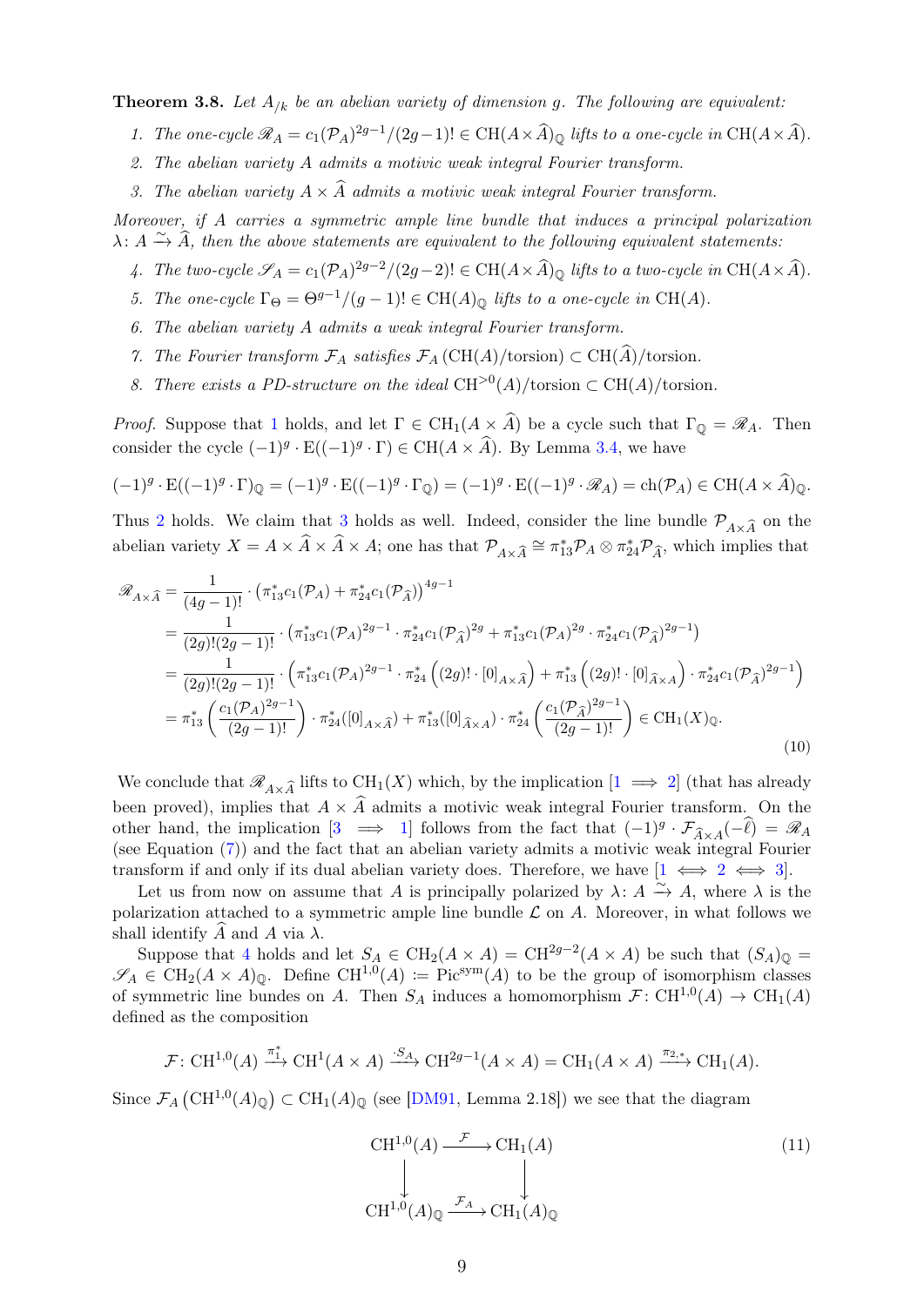**Theorem 3.8.** *Let $A_{/k}$ be an abelian variety of dimension $g$. The following are equivalent:*

1. *The one-cycle $\mathscr{R}_A = c_1(\mathcal{P}_A)^{2g-1}/(2g-1)! \in \mathrm{CH}(A\times\widehat{A})_{\mathbb{Q}}$ lifts to a one-cycle in $\mathrm{CH}(A\times\widehat{A})$.*
2. *The abelian variety $A$ admits a motivic weak integral Fourier transform.*
3. *The abelian variety $A\times\widehat{A}$ admits a motivic weak integral Fourier transform.*

*Moreover, if $A$ carries a symmetric ample line bundle that induces a principal polarization $\lambda\colon A \xrightarrow{\sim} \widehat{A}$, then the above statements are equivalent to the following equivalent statements:*

4. *The two-cycle $\mathscr{S}_A = c_1(\mathcal{P}_A)^{2g-2}/(2g-2)! \in \mathrm{CH}(A\times\widehat{A})_{\mathbb{Q}}$ lifts to a two-cycle in $\mathrm{CH}(A\times\widehat{A})$.*
5. *The one-cycle $\Gamma_\Theta = \Theta^{g-1}/(g-1)! \in \mathrm{CH}(A)_{\mathbb{Q}}$ lifts to a one-cycle in $\mathrm{CH}(A)$.*
6. *The abelian variety $A$ admits a weak integral Fourier transform.*
7. *The Fourier transform $\mathcal{F}_A$ satisfies $\mathcal{F}_A\left(\mathrm{CH}(A)/\text{torsion}\right) \subset \mathrm{CH}(\widehat{A})/\text{torsion}$.*
8. *There exists a PD-structure on the ideal $\mathrm{CH}^{>0}(A)/\text{torsion} \subset \mathrm{CH}(A)/\text{torsion}$.*

*Proof.* Suppose that 1 holds, and let $\Gamma \in \mathrm{CH}_1(A\times\widehat{A})$ be a cycle such that $\Gamma_{\mathbb{Q}} = \mathscr{R}_A$. Then consider the cycle $(-1)^g\cdot \mathrm{E}((-1)^g\cdot\Gamma) \in \mathrm{CH}(A\times\widehat{A})$. By Lemma 3.4, we have

$$(-1)^g\cdot \mathrm{E}((-1)^g\cdot\Gamma)_{\mathbb{Q}} = (-1)^g\cdot \mathrm{E}((-1)^g\cdot\Gamma_{\mathbb{Q}}) = (-1)^g\cdot \mathrm{E}((-1)^g\cdot\mathscr{R}_A) = \mathrm{ch}(\mathcal{P}_A) \in \mathrm{CH}(A\times\widehat{A})_{\mathbb{Q}}.$$

Thus 2 holds. We claim that 3 holds as well. Indeed, consider the line bundle $\mathcal{P}_{A\times\widehat{A}}$ on the abelian variety $X = A\times\widehat{A}\times\widehat{A}\times A$; one has that $\mathcal{P}_{A\times\widehat{A}} \cong \pi_{13}^*\mathcal{P}_A\otimes\pi_{24}^*\mathcal{P}_{\widehat{A}}$, which implies that

$$\begin{aligned}
\mathscr{R}_{A\times\widehat{A}} &= \frac{1}{(4g-1)!}\cdot\left(\pi_{13}^*c_1(\mathcal{P}_A)+\pi_{24}^*c_1(\mathcal{P}_{\widehat{A}})\right)^{4g-1}\\
&= \frac{1}{(2g)!(2g-1)!}\cdot\left(\pi_{13}^*c_1(\mathcal{P}_A)^{2g-1}\cdot\pi_{24}^*c_1(\mathcal{P}_{\widehat{A}})^{2g}+\pi_{13}^*c_1(\mathcal{P}_A)^{2g}\cdot\pi_{24}^*c_1(\mathcal{P}_{\widehat{A}})^{2g-1}\right)\\
&= \frac{1}{(2g)!(2g-1)!}\cdot\left(\pi_{13}^*c_1(\mathcal{P}_A)^{2g-1}\cdot\pi_{24}^*\left((2g)!\cdot[0]_{A\times\widehat{A}}\right)+\pi_{13}^*\left((2g)!\cdot[0]_{\widehat{A}\times A}\right)\cdot\pi_{24}^*c_1(\mathcal{P}_{\widehat{A}})^{2g-1}\right)\\
&= \pi_{13}^*\left(\frac{c_1(\mathcal{P}_A)^{2g-1}}{(2g-1)!}\right)\cdot\pi_{24}^*([0]_{A\times\widehat{A}})+\pi_{13}^*([0]_{\widehat{A}\times A})\cdot\pi_{24}^*\left(\frac{c_1(\mathcal{P}_{\widehat{A}})^{2g-1}}{(2g-1)!}\right)\in\mathrm{CH}_1(X)_{\mathbb{Q}}.
\end{aligned}\tag{10}$$

We conclude that $\mathscr{R}_{A\times\widehat{A}}$ lifts to $\mathrm{CH}_1(X)$ which, by the implication [1 $\implies$ 2] (that has already been proved), implies that $A\times\widehat{A}$ admits a motivic weak integral Fourier transform. On the other hand, the implication [3 $\implies$ 1] follows from the fact that $(-1)^g\cdot\mathcal{F}_{\widehat{A}\times A}(-\widehat{\ell}) = \mathscr{R}_A$ (see Equation (7)) and the fact that an abelian variety admits a motivic weak integral Fourier transform if and only if its dual abelian variety does. Therefore, we have [1 $\iff$ 2 $\iff$ 3].

Let us from now on assume that $A$ is principally polarized by $\lambda\colon A\xrightarrow{\sim} A$, where $\lambda$ is the polarization attached to a symmetric ample line bundle $\mathcal{L}$ on $A$. Moreover, in what follows we shall identify $\widehat{A}$ and $A$ via $\lambda$.

Suppose that 4 holds and let $S_A \in \mathrm{CH}_2(A\times A) = \mathrm{CH}^{2g-2}(A\times A)$ be such that $(S_A)_{\mathbb{Q}} = \mathscr{S}_A \in \mathrm{CH}_2(A\times A)_{\mathbb{Q}}$. Define $\mathrm{CH}^{1,0}(A) := \mathrm{Pic}^{\mathrm{sym}}(A)$ to be the group of isomorphism classes of symmetric line bundes on $A$. Then $S_A$ induces a homomorphism $\mathcal{F}\colon\mathrm{CH}^{1,0}(A)\to\mathrm{CH}_1(A)$ defined as the composition

$$\mathcal{F}\colon \mathrm{CH}^{1,0}(A)\xrightarrow{\pi_1^*}\mathrm{CH}^1(A\times A)\xrightarrow{\cdot S_A}\mathrm{CH}^{2g-1}(A\times A) = \mathrm{CH}_1(A\times A)\xrightarrow{\pi_{2,*}}\mathrm{CH}_1(A).$$

Since $\mathcal{F}_A\left(\mathrm{CH}^{1,0}(A)_{\mathbb{Q}}\right)\subset\mathrm{CH}_1(A)_{\mathbb{Q}}$ (see [DM91, Lemma 2.18]) we see that the diagram

$$\begin{array}{ccc}
\mathrm{CH}^{1,0}(A) & \xrightarrow{\ \mathcal{F}\ } & \mathrm{CH}_1(A)\\
\downarrow & & \downarrow\\
\mathrm{CH}^{1,0}(A)_{\mathbb{Q}} & \xrightarrow{\ \mathcal{F}_A\ } & \mathrm{CH}_1(A)_{\mathbb{Q}}
\end{array}\tag{11}$$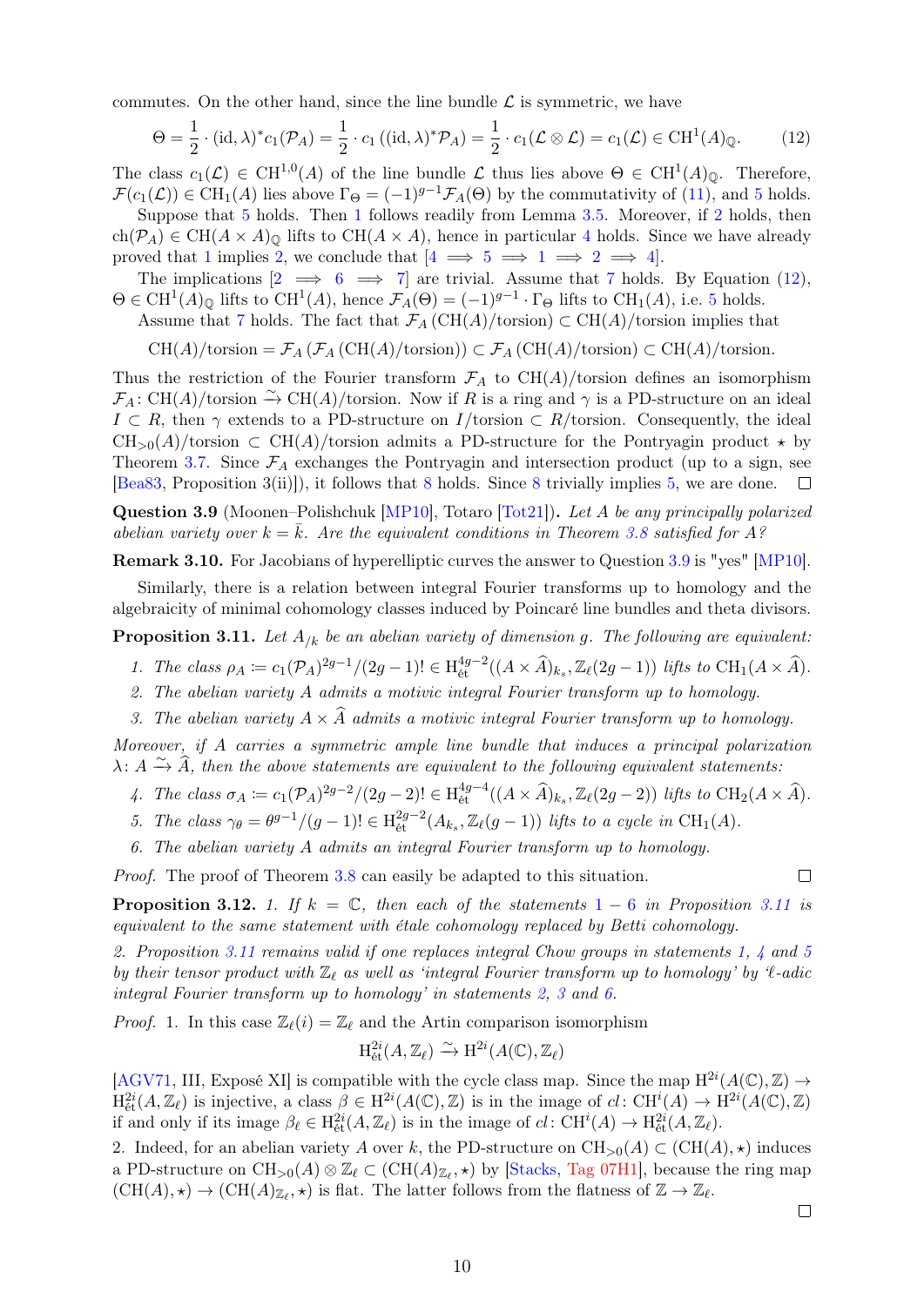commutes. On the other hand, since the line bundle $\mathcal{L}$ is symmetric, we have

$$\Theta = \frac{1}{2} \cdot (\mathrm{id}, \lambda)^* c_1(\mathcal{P}_A) = \frac{1}{2} \cdot c_1\left((\mathrm{id}, \lambda)^* \mathcal{P}_A\right) = \frac{1}{2} \cdot c_1(\mathcal{L} \otimes \mathcal{L}) = c_1(\mathcal{L}) \in \mathrm{CH}^1(A)_{\mathbb{Q}}. \tag{12}$$

The class $c_1(\mathcal{L}) \in \mathrm{CH}^{1,0}(A)$ of the line bundle $\mathcal{L}$ thus lies above $\Theta \in \mathrm{CH}^1(A)_{\mathbb{Q}}$. Therefore, $\mathcal{F}(c_1(\mathcal{L})) \in \mathrm{CH}_1(A)$ lies above $\Gamma_\Theta = (-1)^{g-1}\mathcal{F}_A(\Theta)$ by the commutativity of (11), and 5 holds.

Suppose that 5 holds. Then 1 follows readily from Lemma 3.5. Moreover, if 2 holds, then $\mathrm{ch}(\mathcal{P}_A) \in \mathrm{CH}(A \times A)_{\mathbb{Q}}$ lifts to $\mathrm{CH}(A \times A)$, hence in particular 4 holds. Since we have already proved that 1 implies 2, we conclude that [4 $\implies$ 5 $\implies$ 1 $\implies$ 2 $\implies$ 4].

The implications [2 $\implies$ 6 $\implies$ 7] are trivial. Assume that 7 holds. By Equation (12), $\Theta \in \mathrm{CH}^1(A)_{\mathbb{Q}}$ lifts to $\mathrm{CH}^1(A)$, hence $\mathcal{F}_A(\Theta) = (-1)^{g-1} \cdot \Gamma_\Theta$ lifts to $\mathrm{CH}_1(A)$, i.e. 5 holds.

Assume that 7 holds. The fact that $\mathcal{F}_A\left(\mathrm{CH}(A)/\text{torsion}\right) \subset \mathrm{CH}(A)/\text{torsion}$ implies that

$$\mathrm{CH}(A)/\text{torsion} = \mathcal{F}_A\left(\mathcal{F}_A\left(\mathrm{CH}(A)/\text{torsion}\right)\right) \subset \mathcal{F}_A\left(\mathrm{CH}(A)/\text{torsion}\right) \subset \mathrm{CH}(A)/\text{torsion}.$$

Thus the restriction of the Fourier transform $\mathcal{F}_A$ to $\mathrm{CH}(A)/\text{torsion}$ defines an isomorphism $\mathcal{F}_A \colon \mathrm{CH}(A)/\text{torsion} \xrightarrow{\sim} \mathrm{CH}(A)/\text{torsion}$. Now if $R$ is a ring and $\gamma$ is a PD-structure on an ideal $I \subset R$, then $\gamma$ extends to a PD-structure on $I/\text{torsion} \subset R/\text{torsion}$. Consequently, the ideal $\mathrm{CH}_{>0}(A)/\text{torsion} \subset \mathrm{CH}(A)/\text{torsion}$ admits a PD-structure for the Pontryagin product $\star$ by Theorem 3.7. Since $\mathcal{F}_A$ exchanges the Pontryagin and intersection product (up to a sign, see [Bea83, Proposition 3(ii)]), it follows that 8 holds. Since 8 trivially implies 5, we are done. ☐

**Question 3.9** (Moonen–Polishchuk [MP10], Totaro [Tot21])**.** *Let $A$ be any principally polarized abelian variety over $k = \bar{k}$. Are the equivalent conditions in Theorem 3.8 satisfied for $A$?*

**Remark 3.10.** For Jacobians of hyperelliptic curves the answer to Question 3.9 is "yes" [MP10].

Similarly, there is a relation between integral Fourier transforms up to homology and the algebraicity of minimal cohomology classes induced by Poincaré line bundles and theta divisors.

**Proposition 3.11.** *Let $A_{/k}$ be an abelian variety of dimension $g$. The following are equivalent:*

1. *The class $\rho_A \coloneqq c_1(\mathcal{P}_A)^{2g-1}/(2g-1)! \in \mathrm{H}^{4g-2}_{\text{ét}}((A \times \widehat{A})_{k_s}, \mathbb{Z}_\ell(2g-1))$ lifts to $\mathrm{CH}_1(A \times \widehat{A})$.*
2. *The abelian variety $A$ admits a motivic integral Fourier transform up to homology.*
3. *The abelian variety $A \times \widehat{A}$ admits a motivic integral Fourier transform up to homology.*

*Moreover, if $A$ carries a symmetric ample line bundle that induces a principal polarization $\lambda \colon A \xrightarrow{\sim} \widehat{A}$, then the above statements are equivalent to the following equivalent statements:*

4. *The class $\sigma_A \coloneqq c_1(\mathcal{P}_A)^{2g-2}/(2g-2)! \in \mathrm{H}^{4g-4}_{\text{ét}}((A \times \widehat{A})_{k_s}, \mathbb{Z}_\ell(2g-2))$ lifts to $\mathrm{CH}_2(A \times \widehat{A})$.*
5. *The class $\gamma_\theta = \theta^{g-1}/(g-1)! \in \mathrm{H}^{2g-2}_{\text{ét}}(A_{k_s}, \mathbb{Z}_\ell(g-1))$ lifts to a cycle in $\mathrm{CH}_1(A)$.*
6. *The abelian variety $A$ admits an integral Fourier transform up to homology.*

*Proof.* The proof of Theorem 3.8 can easily be adapted to this situation. ☐

**Proposition 3.12.** *1. If $k = \mathbb{C}$, then each of the statements 1 – 6 in Proposition 3.11 is equivalent to the same statement with étale cohomology replaced by Betti cohomology.*

*2. Proposition 3.11 remains valid if one replaces integral Chow groups in statements 1, 4 and 5 by their tensor product with $\mathbb{Z}_\ell$ as well as 'integral Fourier transform up to homology' by '$\ell$-adic integral Fourier transform up to homology' in statements 2, 3 and 6.*

*Proof.* 1. In this case $\mathbb{Z}_\ell(i) = \mathbb{Z}_\ell$ and the Artin comparison isomorphism

$$\mathrm{H}^{2i}_{\text{ét}}(A, \mathbb{Z}_\ell) \xrightarrow{\sim} \mathrm{H}^{2i}(A(\mathbb{C}), \mathbb{Z}_\ell)$$

[AGV71, III, Exposé XI] is compatible with the cycle class map. Since the map $\mathrm{H}^{2i}(A(\mathbb{C}), \mathbb{Z}) \to \mathrm{H}^{2i}_{\text{ét}}(A, \mathbb{Z}_\ell)$ is injective, a class $\beta \in \mathrm{H}^{2i}(A(\mathbb{C}), \mathbb{Z})$ is in the image of $cl \colon \mathrm{CH}^i(A) \to \mathrm{H}^{2i}(A(\mathbb{C}), \mathbb{Z})$ if and only if its image $\beta_\ell \in \mathrm{H}^{2i}_{\text{ét}}(A, \mathbb{Z}_\ell)$ is in the image of $cl \colon \mathrm{CH}^i(A) \to \mathrm{H}^{2i}_{\text{ét}}(A, \mathbb{Z}_\ell)$.

2. Indeed, for an abelian variety $A$ over $k$, the PD-structure on $\mathrm{CH}_{>0}(A) \subset (\mathrm{CH}(A), \star)$ induces a PD-structure on $\mathrm{CH}_{>0}(A) \otimes \mathbb{Z}_\ell \subset (\mathrm{CH}(A)_{\mathbb{Z}_\ell}, \star)$ by [Stacks, Tag 07H1], because the ring map $(\mathrm{CH}(A), \star) \to (\mathrm{CH}(A)_{\mathbb{Z}_\ell}, \star)$ is flat. The latter follows from the flatness of $\mathbb{Z} \to \mathbb{Z}_\ell$. ☐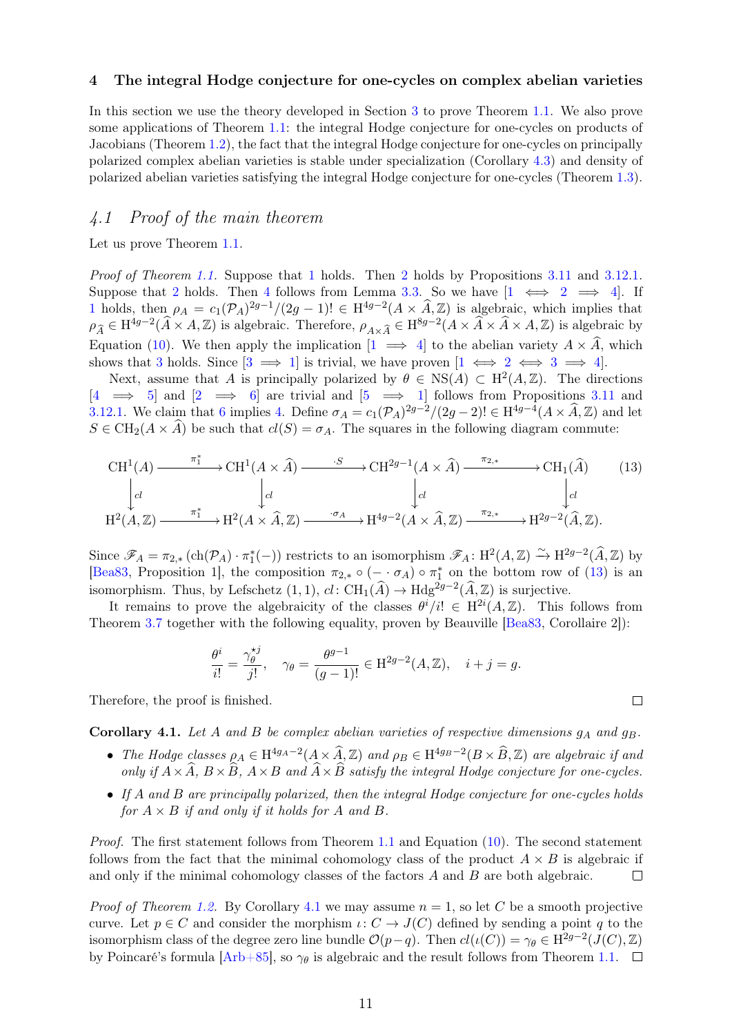## 4 The integral Hodge conjecture for one-cycles on complex abelian varieties

In this section we use the theory developed in Section 3 to prove Theorem 1.1. We also prove some applications of Theorem 1.1: the integral Hodge conjecture for one-cycles on products of Jacobians (Theorem 1.2), the fact that the integral Hodge conjecture for one-cycles on principally polarized complex abelian varieties is stable under specialization (Corollary 4.3) and density of polarized abelian varieties satisfying the integral Hodge conjecture for one-cycles (Theorem 1.3).

### *4.1 Proof of the main theorem*

Let us prove Theorem 1.1.

*Proof of Theorem 1.1.* Suppose that 1 holds. Then 2 holds by Propositions 3.11 and 3.12.1. Suppose that 2 holds. Then 4 follows from Lemma 3.3. So we have [$1 \iff 2 \implies 4$]. If 1 holds, then $\rho_A = c_1(\mathcal{P}_A)^{2g-1}/(2g-1)! \in \mathrm{H}^{4g-2}(A \times \widehat{A}, \mathbb{Z})$ is algebraic, which implies that $\rho_{\widehat{A}} \in \mathrm{H}^{4g-2}(\widehat{A} \times A, \mathbb{Z})$ is algebraic. Therefore, $\rho_{A \times \widehat{A}} \in \mathrm{H}^{8g-2}(A \times \widehat{A} \times \widehat{A} \times A, \mathbb{Z})$ is algebraic by Equation (10). We then apply the implication [$1 \implies 4$] to the abelian variety $A \times \widehat{A}$, which shows that 3 holds. Since [$3 \implies 1$] is trivial, we have proven [$1 \iff 2 \iff 3 \implies 4$].

Next, assume that $A$ is principally polarized by $\theta \in \mathrm{NS}(A) \subset \mathrm{H}^2(A, \mathbb{Z})$. The directions [$4 \implies 5$] and [$2 \implies 6$] are trivial and [$5 \implies 1$] follows from Propositions 3.11 and 3.12.1. We claim that 6 implies 4. Define $\sigma_A = c_1(\mathcal{P}_A)^{2g-2}/(2g-2)! \in \mathrm{H}^{4g-4}(A \times \widehat{A}, \mathbb{Z})$ and let $S \in \mathrm{CH}_2(A \times \widehat{A})$ be such that $cl(S) = \sigma_A$. The squares in the following diagram commute:

$$
\begin{array}{ccccccc}
\mathrm{CH}^1(A) & \xrightarrow{\pi_1^*} & \mathrm{CH}^1(A \times \widehat{A}) & \xrightarrow{\cdot S} & \mathrm{CH}^{2g-1}(A \times \widehat{A}) & \xrightarrow{\pi_{2,*}} & \mathrm{CH}_1(\widehat{A}) \\
\downarrow cl & & \downarrow cl & & \downarrow cl & & \downarrow cl \\
\mathrm{H}^2(A, \mathbb{Z}) & \xrightarrow{\pi_1^*} & \mathrm{H}^2(A \times \widehat{A}, \mathbb{Z}) & \xrightarrow{\cdot \sigma_A} & \mathrm{H}^{4g-2}(A \times \widehat{A}, \mathbb{Z}) & \xrightarrow{\pi_{2,*}} & \mathrm{H}^{2g-2}(\widehat{A}, \mathbb{Z}).
\end{array}
\tag{13}
$$

Since $\mathscr{F}_A = \pi_{2,*}\left(\mathrm{ch}(\mathcal{P}_A) \cdot \pi_1^*(-)\right)$ restricts to an isomorphism $\mathscr{F}_A \colon \mathrm{H}^2(A, \mathbb{Z}) \xrightarrow{\sim} \mathrm{H}^{2g-2}(\widehat{A}, \mathbb{Z})$ by [Bea83, Proposition 1], the composition $\pi_{2,*} \circ (- \cdot \sigma_A) \circ \pi_1^*$ on the bottom row of (13) is an isomorphism. Thus, by Lefschetz (1,1), $cl \colon \mathrm{CH}_1(\widehat{A}) \to \mathrm{Hdg}^{2g-2}(\widehat{A}, \mathbb{Z})$ is surjective.

It remains to prove the algebraicity of the classes $\theta^i/i! \in \mathrm{H}^{2i}(A, \mathbb{Z})$. This follows from Theorem 3.7 together with the following equality, proven by Beauville [Bea83, Corollaire 2]):

$$
\frac{\theta^i}{i!} = \frac{\gamma_\theta^{\star j}}{j!}, \quad \gamma_\theta = \frac{\theta^{g-1}}{(g-1)!} \in \mathrm{H}^{2g-2}(A, \mathbb{Z}), \quad i + j = g.
$$

Therefore, the proof is finished. $\square$

**Corollary 4.1.** *Let $A$ and $B$ be complex abelian varieties of respective dimensions $g_A$ and $g_B$.*

- *The Hodge classes $\rho_A \in \mathrm{H}^{4g_A-2}(A \times \widehat{A}, \mathbb{Z})$ and $\rho_B \in \mathrm{H}^{4g_B-2}(B \times \widehat{B}, \mathbb{Z})$ are algebraic if and only if $A \times \widehat{A}$, $B \times \widehat{B}$, $A \times B$ and $\widehat{A} \times \widehat{B}$ satisfy the integral Hodge conjecture for one-cycles.*
- *If $A$ and $B$ are principally polarized, then the integral Hodge conjecture for one-cycles holds for $A \times B$ if and only if it holds for $A$ and $B$.*

*Proof.* The first statement follows from Theorem 1.1 and Equation (10). The second statement follows from the fact that the minimal cohomology class of the product $A \times B$ is algebraic if and only if the minimal cohomology classes of the factors $A$ and $B$ are both algebraic. $\square$

*Proof of Theorem 1.2.* By Corollary 4.1 we may assume $n = 1$, so let $C$ be a smooth projective curve. Let $p \in C$ and consider the morphism $\iota \colon C \to J(C)$ defined by sending a point $q$ to the isomorphism class of the degree zero line bundle $\mathcal{O}(p - q)$. Then $cl(\iota(C)) = \gamma_\theta \in \mathrm{H}^{2g-2}(J(C), \mathbb{Z})$ by Poincaré's formula [Arb+85], so $\gamma_\theta$ is algebraic and the result follows from Theorem 1.1. $\square$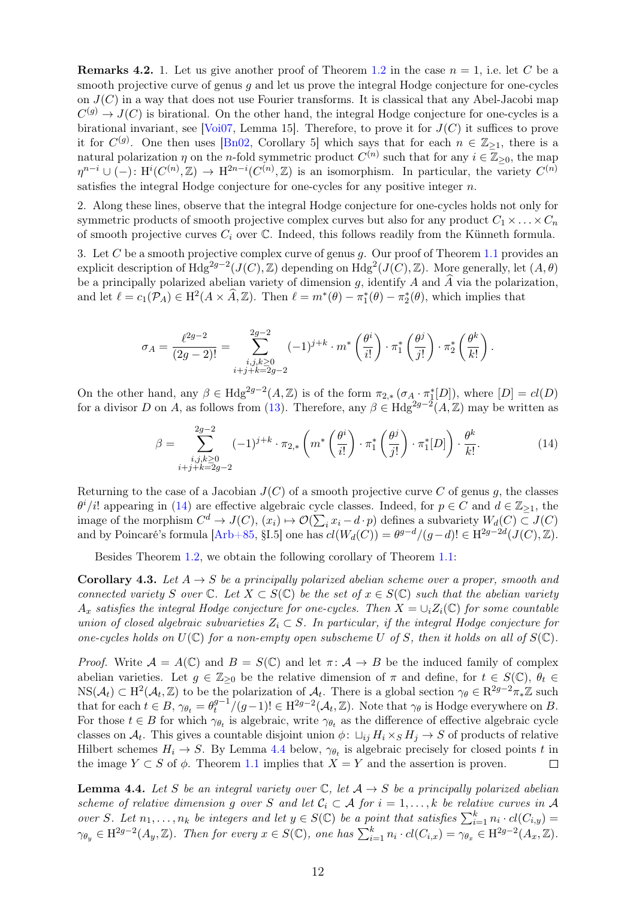**Remarks 4.2.** 1. Let us give another proof of Theorem 1.2 in the case $n = 1$, i.e. let $C$ be a smooth projective curve of genus $g$ and let us prove the integral Hodge conjecture for one-cycles on $J(C)$ in a way that does not use Fourier transforms. It is classical that any Abel-Jacobi map $C^{(g)} \to J(C)$ is birational. On the other hand, the integral Hodge conjecture for one-cycles is a birational invariant, see [Voi07, Lemma 15]. Therefore, to prove it for $J(C)$ it suffices to prove it for $C^{(g)}$. One then uses [Bn02, Corollary 5] which says that for each $n \in \mathbb{Z}_{\geq 1}$, there is a natural polarization $\eta$ on the $n$-fold symmetric product $C^{(n)}$ such that for any $i \in \mathbb{Z}_{\geq 0}$, the map $\eta^{n-i} \cup (-)\colon \mathrm{H}^i(C^{(n)}, \mathbb{Z}) \to \mathrm{H}^{2n-i}(C^{(n)}, \mathbb{Z})$ is an isomorphism. In particular, the variety $C^{(n)}$ satisfies the integral Hodge conjecture for one-cycles for any positive integer $n$.

2. Along these lines, observe that the integral Hodge conjecture for one-cycles holds not only for symmetric products of smooth projective complex curves but also for any product $C_1 \times \ldots \times C_n$ of smooth projective curves $C_i$ over $\mathbb{C}$. Indeed, this follows readily from the Künneth formula.

3. Let $C$ be a smooth projective complex curve of genus $g$. Our proof of Theorem 1.1 provides an explicit description of $\mathrm{Hdg}^{2g-2}(J(C), \mathbb{Z})$ depending on $\mathrm{Hdg}^2(J(C), \mathbb{Z})$. More generally, let $(A, \theta)$ be a principally polarized abelian variety of dimension $g$, identify $A$ and $\widehat{A}$ via the polarization, and let $\ell = c_1(\mathcal{P}_A) \in \mathrm{H}^2(A \times \widehat{A}, \mathbb{Z})$. Then $\ell = m^*(\theta) - \pi_1^*(\theta) - \pi_2^*(\theta)$, which implies that

$$\sigma_A = \frac{\ell^{2g-2}}{(2g-2)!} = \sum_{\substack{i,j,k \geq 0 \\ i+j+k=2g-2}}^{2g-2} (-1)^{j+k} \cdot m^*\left(\frac{\theta^i}{i!}\right) \cdot \pi_1^*\left(\frac{\theta^j}{j!}\right) \cdot \pi_2^*\left(\frac{\theta^k}{k!}\right).$$

On the other hand, any $\beta \in \mathrm{Hdg}^{2g-2}(A, \mathbb{Z})$ is of the form $\pi_{2,*}\left(\sigma_A \cdot \pi_1^*[D]\right)$, where $[D] = cl(D)$ for a divisor $D$ on $A$, as follows from (13). Therefore, any $\beta \in \mathrm{Hdg}^{2g-2}(A, \mathbb{Z})$ may be written as

$$\beta = \sum_{\substack{i,j,k \geq 0 \\ i+j+k=2g-2}}^{2g-2} (-1)^{j+k} \cdot \pi_{2,*}\left(m^*\left(\frac{\theta^i}{i!}\right) \cdot \pi_1^*\left(\frac{\theta^j}{j!}\right) \cdot \pi_1^*[D]\right) \cdot \frac{\theta^k}{k!}. \tag{14}$$

Returning to the case of a Jacobian $J(C)$ of a smooth projective curve $C$ of genus $g$, the classes $\theta^i/i!$ appearing in (14) are effective algebraic cycle classes. Indeed, for $p \in C$ and $d \in \mathbb{Z}_{\geq 1}$, the image of the morphism $C^d \to J(C)$, $(x_i) \mapsto \mathcal{O}(\sum_i x_i - d \cdot p)$ defines a subvariety $W_d(C) \subset J(C)$ and by Poincaré's formula [Arb+85, §I.5] one has $cl(W_d(C)) = \theta^{g-d}/(g-d)! \in \mathrm{H}^{2g-2d}(J(C), \mathbb{Z})$.

Besides Theorem 1.2, we obtain the following corollary of Theorem 1.1:

**Corollary 4.3.** *Let $A \to S$ be a principally polarized abelian scheme over a proper, smooth and connected variety $S$ over $\mathbb{C}$. Let $X \subset S(\mathbb{C})$ be the set of $x \in S(\mathbb{C})$ such that the abelian variety $A_x$ satisfies the integral Hodge conjecture for one-cycles. Then $X = \cup_i Z_i(\mathbb{C})$ for some countable union of closed algebraic subvarieties $Z_i \subset S$. In particular, if the integral Hodge conjecture for one-cycles holds on $U(\mathbb{C})$ for a non-empty open subscheme $U$ of $S$, then it holds on all of $S(\mathbb{C})$.*

*Proof.* Write $\mathcal{A} = A(\mathbb{C})$ and $B = S(\mathbb{C})$ and let $\pi\colon \mathcal{A} \to B$ be the induced family of complex abelian varieties. Let $g \in \mathbb{Z}_{\geq 0}$ be the relative dimension of $\pi$ and define, for $t \in S(\mathbb{C})$, $\theta_t \in \mathrm{NS}(\mathcal{A}_t) \subset \mathrm{H}^2(\mathcal{A}_t, \mathbb{Z})$ to be the polarization of $\mathcal{A}_t$. There is a global section $\gamma_\theta \in \mathrm{R}^{2g-2}\pi_*\mathbb{Z}$ such that for each $t \in B$, $\gamma_{\theta_t} = \theta_t^{g-1}/(g-1)! \in \mathrm{H}^{2g-2}(\mathcal{A}_t, \mathbb{Z})$. Note that $\gamma_\theta$ is Hodge everywhere on $B$. For those $t \in B$ for which $\gamma_{\theta_t}$ is algebraic, write $\gamma_{\theta_t}$ as the difference of effective algebraic cycle classes on $\mathcal{A}_t$. This gives a countable disjoint union $\phi\colon \sqcup_{ij} H_i \times_S H_j \to S$ of products of relative Hilbert schemes $H_i \to S$. By Lemma 4.4 below, $\gamma_{\theta_t}$ is algebraic precisely for closed points $t$ in the image $Y \subset S$ of $\phi$. Theorem 1.1 implies that $X = Y$ and the assertion is proven. ∎

**Lemma 4.4.** *Let $S$ be an integral variety over $\mathbb{C}$, let $\mathcal{A} \to S$ be a principally polarized abelian scheme of relative dimension $g$ over $S$ and let $\mathcal{C}_i \subset \mathcal{A}$ for $i = 1, \ldots, k$ be relative curves in $\mathcal{A}$ over $S$. Let $n_1, \ldots, n_k$ be integers and let $y \in S(\mathbb{C})$ be a point that satisfies $\sum_{i=1}^k n_i \cdot cl(C_{i,y}) = \gamma_{\theta_y} \in \mathrm{H}^{2g-2}(A_y, \mathbb{Z})$. Then for every $x \in S(\mathbb{C})$, one has $\sum_{i=1}^k n_i \cdot cl(C_{i,x}) = \gamma_{\theta_x} \in \mathrm{H}^{2g-2}(A_x, \mathbb{Z})$.*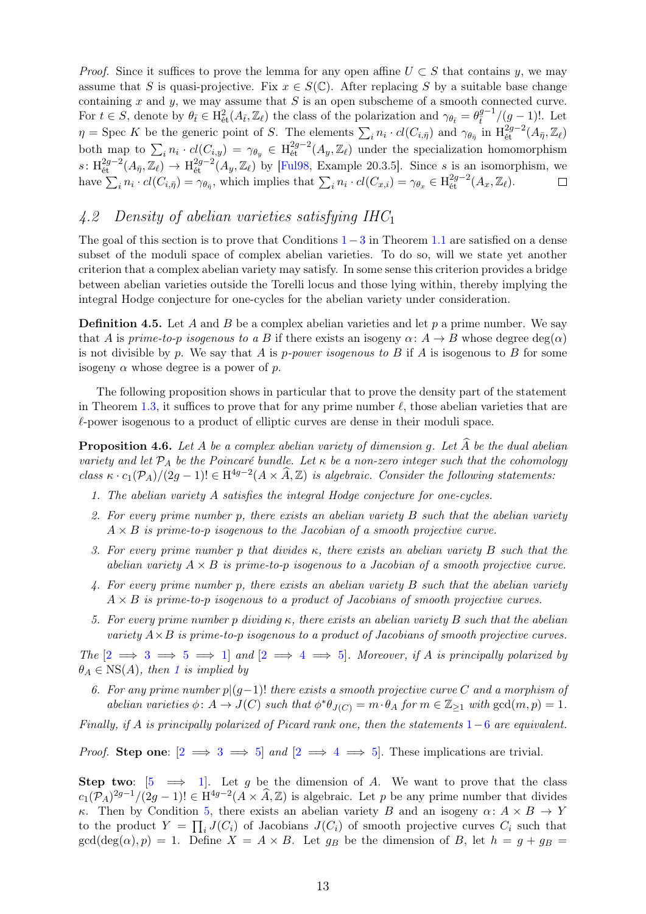*Proof.* Since it suffices to prove the lemma for any open affine $U \subset S$ that contains $y$, we may assume that $S$ is quasi-projective. Fix $x \in S(\mathbb{C})$. After replacing $S$ by a suitable base change containing $x$ and $y$, we may assume that $S$ is an open subscheme of a smooth connected curve. For $t \in S$, denote by $\theta_{\bar{t}} \in \mathrm{H}^2_{\text{ét}}(A_{\bar{t}}, \mathbb{Z}_\ell)$ the class of the polarization and $\gamma_{\theta_{\bar{t}}} = \theta_{\bar{t}}^{g-1}/(g-1)!$. Let $\eta = \operatorname{Spec} K$ be the generic point of $S$. The elements $\sum_i n_i \cdot cl(C_{i,\bar{\eta}})$ and $\gamma_{\theta_{\bar{\eta}}}$ in $\mathrm{H}^{2g-2}_{\text{ét}}(A_{\bar{\eta}}, \mathbb{Z}_\ell)$ both map to $\sum_i n_i \cdot cl(C_{i,y}) = \gamma_{\theta_y} \in \mathrm{H}^{2g-2}_{\text{ét}}(A_y, \mathbb{Z}_\ell)$ under the specialization homomorphism $s\colon \mathrm{H}^{2g-2}_{\text{ét}}(A_{\bar{\eta}}, \mathbb{Z}_\ell) \to \mathrm{H}^{2g-2}_{\text{ét}}(A_y, \mathbb{Z}_\ell)$ by [Ful98, Example 20.3.5]. Since $s$ is an isomorphism, we have $\sum_i n_i \cdot cl(C_{i,\bar{\eta}}) = \gamma_{\theta_{\bar{\eta}}}$, which implies that $\sum_i n_i \cdot cl(C_{x,i}) = \gamma_{\theta_x} \in \mathrm{H}^{2g-2}_{\text{ét}}(A_x, \mathbb{Z}_\ell)$. □

## 4.2 Density of abelian varieties satisfying $IHC_1$

The goal of this section is to prove that Conditions 1 − 3 in Theorem 1.1 are satisfied on a dense subset of the moduli space of complex abelian varieties. To do so, will we state yet another criterion that a complex abelian variety may satisfy. In some sense this criterion provides a bridge between abelian varieties outside the Torelli locus and those lying within, thereby implying the integral Hodge conjecture for one-cycles for the abelian variety under consideration.

**Definition 4.5.** Let $A$ and $B$ be a complex abelian varieties and let $p$ a prime number. We say that $A$ is *prime-to-$p$ isogenous to* a $B$ if there exists an isogeny $\alpha\colon A \to B$ whose degree $\deg(\alpha)$ is not divisible by $p$. We say that $A$ is *$p$-power isogenous to* $B$ if $A$ is isogenous to $B$ for some isogeny $\alpha$ whose degree is a power of $p$.

The following proposition shows in particular that to prove the density part of the statement in Theorem 1.3, it suffices to prove that for any prime number $\ell$, those abelian varieties that are $\ell$-power isogenous to a product of elliptic curves are dense in their moduli space.

**Proposition 4.6.** *Let $A$ be a complex abelian variety of dimension $g$. Let $\widehat{A}$ be the dual abelian variety and let $\mathcal{P}_A$ be the Poincaré bundle. Let $\kappa$ be a non-zero integer such that the cohomology class $\kappa \cdot c_1(\mathcal{P}_A)/(2g-1)! \in \mathrm{H}^{4g-2}(A \times \widehat{A}, \mathbb{Z})$ is algebraic. Consider the following statements:*

1. *The abelian variety $A$ satisfies the integral Hodge conjecture for one-cycles.*
2. *For every prime number $p$, there exists an abelian variety $B$ such that the abelian variety $A \times B$ is prime-to-$p$ isogenous to the Jacobian of a smooth projective curve.*
3. *For every prime number $p$ that divides $\kappa$, there exists an abelian variety $B$ such that the abelian variety $A \times B$ is prime-to-$p$ isogenous to a Jacobian of a smooth projective curve.*
4. *For every prime number $p$, there exists an abelian variety $B$ such that the abelian variety $A \times B$ is prime-to-$p$ isogenous to a product of Jacobians of smooth projective curves.*
5. *For every prime number $p$ dividing $\kappa$, there exists an abelian variety $B$ such that the abelian variety $A \times B$ is prime-to-$p$ isogenous to a product of Jacobians of smooth projective curves.*

*The [2 $\Longrightarrow$ 3 $\Longrightarrow$ 5 $\Longrightarrow$ 1] and [2 $\Longrightarrow$ 4 $\Longrightarrow$ 5]. Moreover, if $A$ is principally polarized by $\theta_A \in \mathrm{NS}(A)$, then 1 is implied by*

6. *For any prime number $p|(g-1)!$ there exists a smooth projective curve $C$ and a morphism of abelian varieties $\phi\colon A \to J(C)$ such that $\phi^*\theta_{J(C)} = m \cdot \theta_A$ for $m \in \mathbb{Z}_{\geq 1}$ with $\gcd(m,p) = 1$.*

*Finally, if $A$ is principally polarized of Picard rank one, then the statements 1 − 6 are equivalent.*

*Proof.* **Step one**: [2 $\Longrightarrow$ 3 $\Longrightarrow$ 5] and [2 $\Longrightarrow$ 4 $\Longrightarrow$ 5]. These implications are trivial.

**Step two**: [5 $\Longrightarrow$ 1]. Let $g$ be the dimension of $A$. We want to prove that the class $c_1(\mathcal{P}_A)^{2g-1}/(2g-1)! \in \mathrm{H}^{4g-2}(A \times \widehat{A}, \mathbb{Z})$ is algebraic. Let $p$ be any prime number that divides $\kappa$. Then by Condition 5, there exists an abelian variety $B$ and an isogeny $\alpha\colon A \times B \to Y$ to the product $Y = \prod_i J(C_i)$ of Jacobians $J(C_i)$ of smooth projective curves $C_i$ such that $\gcd(\deg(\alpha), p) = 1$. Define $X = A \times B$. Let $g_B$ be the dimension of $B$, let $h = g + g_B =$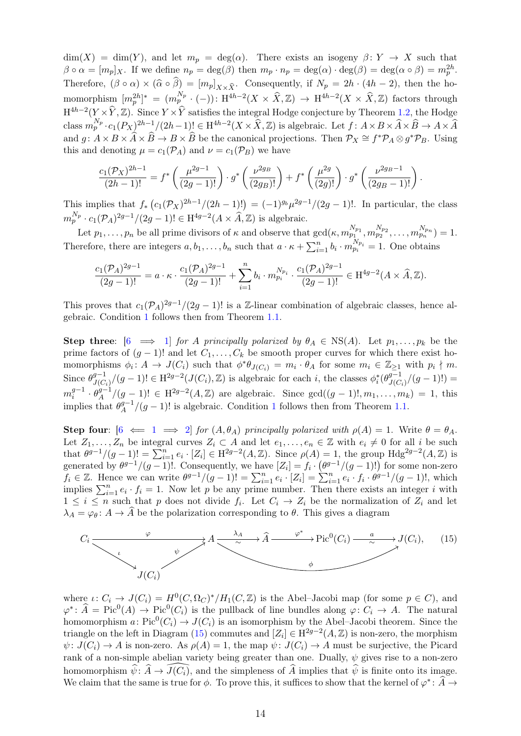$\dim(X) = \dim(Y)$, and let $m_p = \deg(\alpha)$. There exists an isogeny $\beta\colon Y \to X$ such that $\beta \circ \alpha = [m_p]_X$. If we define $n_p = \deg(\beta)$ then $m_p \cdot n_p = \deg(\alpha)\cdot\deg(\beta) = \deg(\alpha\circ\beta) = m_p^{2h}$. Therefore, $(\beta\circ\alpha)\times(\widehat{\alpha}\circ\widehat{\beta}) = [m_p]_{X\times\widehat{X}}$. Consequently, if $N_p = 2h\cdot(4h-2)$, then the homomorphism $[m_p^{2h}]^* = (m_p^{N_p}\cdot(-))\colon \mathrm{H}^{4h-2}(X\times\widehat{X},\mathbb{Z}) \to \mathrm{H}^{4h-2}(X\times\widehat{X},\mathbb{Z})$ factors through $\mathrm{H}^{4h-2}(Y\times\widehat{Y},\mathbb{Z})$. Since $Y\times\widehat{Y}$ satisfies the integral Hodge conjecture by Theorem 1.2, the Hodge class $m_p^{N_p}\cdot c_1(P_X)^{2h-1}/(2h-1)! \in \mathrm{H}^{4h-2}(X\times\widehat{X},\mathbb{Z})$ is algebraic. Let $f\colon A\times B\times\widehat{A}\times\widehat{B}\to A\times\widehat{A}$ and $g\colon A\times B\times\widehat{A}\times\widehat{B}\to B\times\widehat{B}$ be the canonical projections. Then $\mathcal{P}_X \cong f^*\mathcal{P}_A\otimes g^*\mathcal{P}_B$. Using this and denoting $\mu = c_1(\mathcal{P}_A)$ and $\nu = c_1(\mathcal{P}_B)$ we have

$$\frac{c_1(\mathcal{P}_X)^{2h-1}}{(2h-1)!} = f^*\left(\frac{\mu^{2g-1}}{(2g-1)!}\right)\cdot g^*\left(\frac{\nu^{2g_B}}{(2g_B)!}\right) + f^*\left(\frac{\mu^{2g}}{(2g)!}\right)\cdot g^*\left(\frac{\nu^{2g_B-1}}{(2g_B-1)!}\right).$$

This implies that $f_*\left(c_1(\mathcal{P}_X)^{2h-1}/(2h-1)!\right) = (-1)^{g_b}\mu^{2g-1}/(2g-1)!$. In particular, the class $m_p^{N_p}\cdot c_1(\mathcal{P}_A)^{2g-1}/(2g-1)! \in \mathrm{H}^{4g-2}(A\times\widehat{A},\mathbb{Z})$ is algebraic.

Let $p_1,\ldots,p_n$ be all prime divisors of $\kappa$ and observe that $\gcd(\kappa, m_{p_1}^{N_{p_1}}, m_{p_2}^{N_{p_2}},\ldots,m_{p_n}^{N_{p_n}}) = 1$. Therefore, there are integers $a, b_1,\ldots,b_n$ such that $a\cdot\kappa + \sum_{i=1}^n b_i\cdot m_{p_i}^{N_{p_i}} = 1$. One obtains

$$\frac{c_1(\mathcal{P}_A)^{2g-1}}{(2g-1)!} = a\cdot\kappa\cdot\frac{c_1(\mathcal{P}_A)^{2g-1}}{(2g-1)!} + \sum_{i=1}^n b_i\cdot m_{p_i}^{N_{p_i}}\cdot\frac{c_1(\mathcal{P}_A)^{2g-1}}{(2g-1)!} \in \mathrm{H}^{4g-2}(A\times\widehat{A},\mathbb{Z}).$$

This proves that $c_1(\mathcal{P}_A)^{2g-1}/(2g-1)!$ is a $\mathbb{Z}$-linear combination of algebraic classes, hence algebraic. Condition 1 follows then from Theorem 1.1.

**Step three**: [6 $\implies$ 1] *for $A$ principally polarized by $\theta_A \in \mathrm{NS}(A)$.* Let $p_1,\ldots,p_k$ be the prime factors of $(g-1)!$ and let $C_1,\ldots,C_k$ be smooth proper curves for which there exist homomorphisms $\phi_i\colon A\to J(C_i)$ such that $\phi^*\theta_{J(C_i)} = m_i\cdot\theta_A$ for some $m_i\in\mathbb{Z}_{\geq 1}$ with $p_i\nmid m$. Since $\theta_{J(C_i)}^{g-1}/(g-1)! \in \mathrm{H}^{2g-2}(J(C_i),\mathbb{Z})$ is algebraic for each $i$, the classes $\phi_i^*(\theta_{J(C_i)}^{g-1}/(g-1)!) = m_i^{g-1}\cdot\theta_A^{g-1}/(g-1)! \in \mathrm{H}^{2g-2}(A,\mathbb{Z})$ are algebraic. Since $\gcd((g-1)!, m_1,\ldots,m_k) = 1$, this implies that $\theta_A^{g-1}/(g-1)!$ is algebraic. Condition 1 follows then from Theorem 1.1.

**Step four**: [6 $\impliedby$ 1 $\implies$ 2] *for $(A,\theta_A)$ principally polarized with $\rho(A)=1$.* Write $\theta=\theta_A$. Let $Z_1,\ldots,Z_n$ be integral curves $Z_i\subset A$ and let $e_1,\ldots,e_n\in\mathbb{Z}$ with $e_i\neq 0$ for all $i$ be such that $\theta^{g-1}/(g-1)! = \sum_{i=1}^n e_i\cdot[Z_i]\in\mathrm{H}^{2g-2}(A,\mathbb{Z})$. Since $\rho(A)=1$, the group $\mathrm{Hdg}^{2g-2}(A,\mathbb{Z})$ is generated by $\theta^{g-1}/(g-1)!$. Consequently, we have $[Z_i] = f_i\cdot\left(\theta^{g-1}/(g-1)!\right)$ for some non-zero $f_i\in\mathbb{Z}$. Hence we can write $\theta^{g-1}/(g-1)! = \sum_{i=1}^n e_i\cdot[Z_i] = \sum_{i=1}^n e_i\cdot f_i\cdot\theta^{g-1}/(g-1)!$, which implies $\sum_{i=1}^n e_i\cdot f_i = 1$. Now let $p$ be any prime number. Then there exists an integer $i$ with $1\leq i\leq n$ such that $p$ does not divide $f_i$. Let $C_i\to Z_i$ be the normalization of $Z_i$ and let $\lambda_A = \varphi_\theta\colon A\to\widehat{A}$ be the polarization corresponding to $\theta$. This gives a diagram

$$\begin{array}{ccccccccc} C_i & \xrightarrow{\varphi} & A & \xrightarrow[\sim]{\lambda_A} & \widehat{A} & \xrightarrow{\varphi^*} & \mathrm{Pic}^0(C_i) & \xrightarrow[\sim]{a} & J(C_i), \end{array} \qquad (15)$$

with $\iota\colon C_i\to J(C_i)$, $\psi\colon J(C_i)\to A$ (so that $\varphi = \psi\circ\iota$), and $\phi\colon A\to J(C_i)$ the composite of the bottom arrow,

where $\iota\colon C_i\to J(C_i) = H^0(C,\Omega_C)^*/H_1(C,\mathbb{Z})$ is the Abel–Jacobi map (for some $p\in C$), and $\varphi^*\colon\widehat{A} = \mathrm{Pic}^0(A)\to\mathrm{Pic}^0(C_i)$ is the pullback of line bundles along $\varphi\colon C_i\to A$. The natural homomorphism $a\colon\mathrm{Pic}^0(C_i)\to J(C_i)$ is an isomorphism by the Abel–Jacobi theorem. Since the triangle on the left in Diagram (15) commutes and $[Z_i]\in\mathrm{H}^{2g-2}(A,\mathbb{Z})$ is non-zero, the morphism $\psi\colon J(C_i)\to A$ is non-zero. As $\rho(A)=1$, the map $\psi\colon J(C_i)\to A$ must be surjective, the Picard rank of a non-simple abelian variety being greater than one. Dually, $\psi$ gives rise to a non-zero homomorphism $\widehat{\psi}\colon\widehat{A}\to\widehat{J(C_i)}$, and the simpleness of $\widehat{A}$ implies that $\widehat{\psi}$ is finite onto its image. We claim that the same is true for $\phi$. To prove this, it suffices to show that the kernel of $\varphi^*\colon\widehat{A}\to$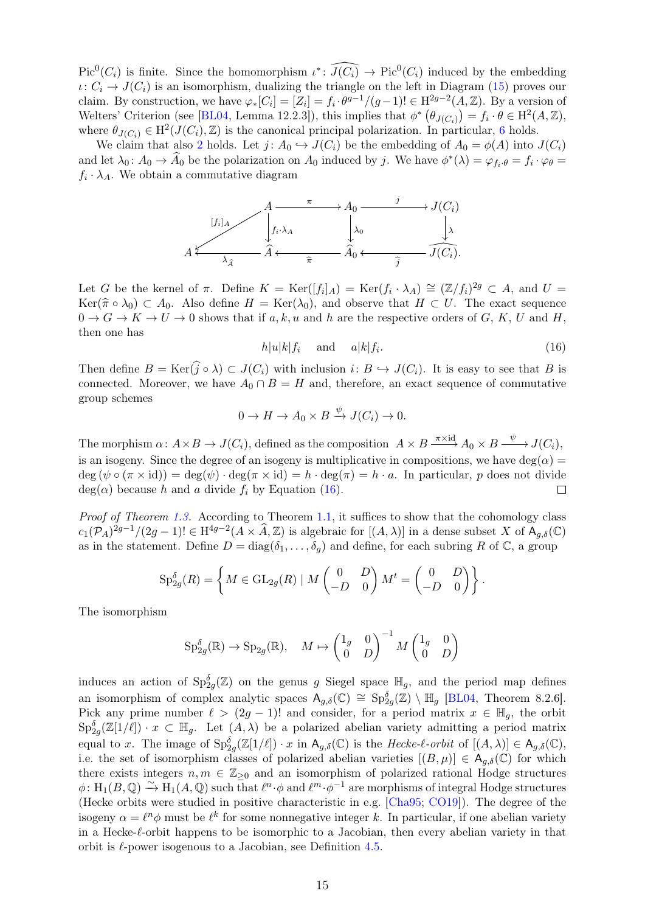$\mathrm{Pic}^0(C_i)$ is finite. Since the homomorphism $\iota^*\colon \widehat{J(C_i)} \to \mathrm{Pic}^0(C_i)$ induced by the embedding $\iota\colon C_i \to J(C_i)$ is an isomorphism, dualizing the triangle on the left in Diagram (15) proves our claim. By construction, we have $\varphi_*[C_i] = [Z_i] = f_i \cdot \theta^{g-1}/(g-1)! \in \mathrm{H}^{2g-2}(A, \mathbb{Z})$. By a version of Welters' Criterion (see [BL04, Lemma 12.2.3]), this implies that $\phi^*\left(\theta_{J(C_i)}\right) = f_i \cdot \theta \in \mathrm{H}^2(A, \mathbb{Z})$, where $\theta_{J(C_i)} \in \mathrm{H}^2(J(C_i), \mathbb{Z})$ is the canonical principal polarization. In particular, 6 holds.

We claim that also 2 holds. Let $j\colon A_0 \hookrightarrow J(C_i)$ be the embedding of $A_0 = \phi(A)$ into $J(C_i)$ and let $\lambda_0\colon A_0 \to \widehat{A}_0$ be the polarization on $A_0$ induced by $j$. We have $\phi^*(\lambda) = \varphi_{f_i \cdot \theta} = f_i \cdot \varphi_\theta = f_i \cdot \lambda_A$. We obtain a commutative diagram

$$\begin{array}{ccccccc}
 & & A & \xrightarrow{\ \pi\ } & A_0 & \xrightarrow{\ j\ } & J(C_i) \\
 & \swarrow^{[f_i]_A} & \downarrow{\scriptstyle f_i\cdot\lambda_A} & & \downarrow{\scriptstyle \lambda_0} & & \downarrow{\scriptstyle \lambda} \\
A & \xleftarrow{\ \lambda_{\widehat{A}}\ } & \widehat{A} & \xleftarrow{\ \widehat{\pi}\ } & \widehat{A}_0 & \xleftarrow{\ \widehat{j}\ } & \widehat{J(C_i)}.
\end{array}$$

Let $G$ be the kernel of $\pi$. Define $K = \mathrm{Ker}([f_i]_A) = \mathrm{Ker}(f_i \cdot \lambda_A) \cong (\mathbb{Z}/f_i)^{2g} \subset A$, and $U = \mathrm{Ker}(\widehat{\pi} \circ \lambda_0) \subset A_0$. Also define $H = \mathrm{Ker}(\lambda_0)$, and observe that $H \subset U$. The exact sequence $0 \to G \to K \to U \to 0$ shows that if $a, k, u$ and $h$ are the respective orders of $G$, $K$, $U$ and $H$, then one has

$$h|u|k|f_i \quad \text{ and } \quad a|k|f_i. \tag{16}$$

Then define $B = \mathrm{Ker}(\widehat{j} \circ \lambda) \subset J(C_i)$ with inclusion $i\colon B \hookrightarrow J(C_i)$. It is easy to see that $B$ is connected. Moreover, we have $A_0 \cap B = H$ and, therefore, an exact sequence of commutative group schemes

$$0 \to H \to A_0 \times B \xrightarrow{\psi} J(C_i) \to 0.$$

The morphism $\alpha\colon A \times B \to J(C_i)$, defined as the composition $A \times B \xrightarrow{\pi \times \mathrm{id}} A_0 \times B \xrightarrow{\psi} J(C_i)$, is an isogeny. Since the degree of an isogeny is multiplicative in compositions, we have $\deg(\alpha) = \deg\left(\psi \circ (\pi \times \mathrm{id})\right) = \deg(\psi) \cdot \deg(\pi \times \mathrm{id}) = h \cdot \deg(\pi) = h \cdot a$. In particular, $p$ does not divide $\deg(\alpha)$ because $h$ and $a$ divide $f_i$ by Equation (16). □

*Proof of Theorem 1.3.* According to Theorem 1.1, it suffices to show that the cohomology class $c_1(\mathcal{P}_A)^{2g-1}/(2g-1)! \in \mathrm{H}^{4g-2}(A \times \widehat{A}, \mathbb{Z})$ is algebraic for $[(A, \lambda)]$ in a dense subset $X$ of $\mathsf{A}_{g,\delta}(\mathbb{C})$ as in the statement. Define $D = \mathrm{diag}(\delta_1, \ldots, \delta_g)$ and define, for each subring $R$ of $\mathbb{C}$, a group

$$\mathrm{Sp}_{2g}^{\delta}(R) = \left\{ M \in \mathrm{GL}_{2g}(R) \mid M \begin{pmatrix} 0 & D \\ -D & 0 \end{pmatrix} M^t = \begin{pmatrix} 0 & D \\ -D & 0 \end{pmatrix} \right\}.$$

The isomorphism

$$\mathrm{Sp}_{2g}^{\delta}(\mathbb{R}) \to \mathrm{Sp}_{2g}(\mathbb{R}), \quad M \mapsto \begin{pmatrix} 1_g & 0 \\ 0 & D \end{pmatrix}^{-1} M \begin{pmatrix} 1_g & 0 \\ 0 & D \end{pmatrix}$$

induces an action of $\mathrm{Sp}_{2g}^{\delta}(\mathbb{Z})$ on the genus $g$ Siegel space $\mathbb{H}_g$, and the period map defines an isomorphism of complex analytic spaces $\mathsf{A}_{g,\delta}(\mathbb{C}) \cong \mathrm{Sp}_{2g}^{\delta}(\mathbb{Z}) \setminus \mathbb{H}_g$ [BL04, Theorem 8.2.6]. Pick any prime number $\ell > (2g-1)!$ and consider, for a period matrix $x \in \mathbb{H}_g$, the orbit $\mathrm{Sp}_{2g}^{\delta}(\mathbb{Z}[1/\ell]) \cdot x \subset \mathbb{H}_g$. Let $(A, \lambda)$ be a polarized abelian variety admitting a period matrix equal to $x$. The image of $\mathrm{Sp}_{2g}^{\delta}(\mathbb{Z}[1/\ell]) \cdot x$ in $\mathsf{A}_{g,\delta}(\mathbb{C})$ is the *Hecke-$\ell$-orbit* of $[(A, \lambda)] \in \mathsf{A}_{g,\delta}(\mathbb{C})$, i.e. the set of isomorphism classes of polarized abelian varieties $[(B, \mu)] \in \mathsf{A}_{g,\delta}(\mathbb{C})$ for which there exists integers $n, m \in \mathbb{Z}_{\geq 0}$ and an isomorphism of polarized rational Hodge structures $\phi\colon \mathrm{H}_1(B, \mathbb{Q}) \xrightarrow{\sim} \mathrm{H}_1(A, \mathbb{Q})$ such that $\ell^n \cdot \phi$ and $\ell^m \cdot \phi^{-1}$ are morphisms of integral Hodge structures (Hecke orbits were studied in positive characteristic in e.g. [Cha95; CO19]). The degree of the isogeny $\alpha = \ell^n \phi$ must be $\ell^k$ for some nonnegative integer $k$. In particular, if one abelian variety in a Hecke-$\ell$-orbit happens to be isomorphic to a Jacobian, then every abelian variety in that orbit is $\ell$-power isogenous to a Jacobian, see Definition 4.5.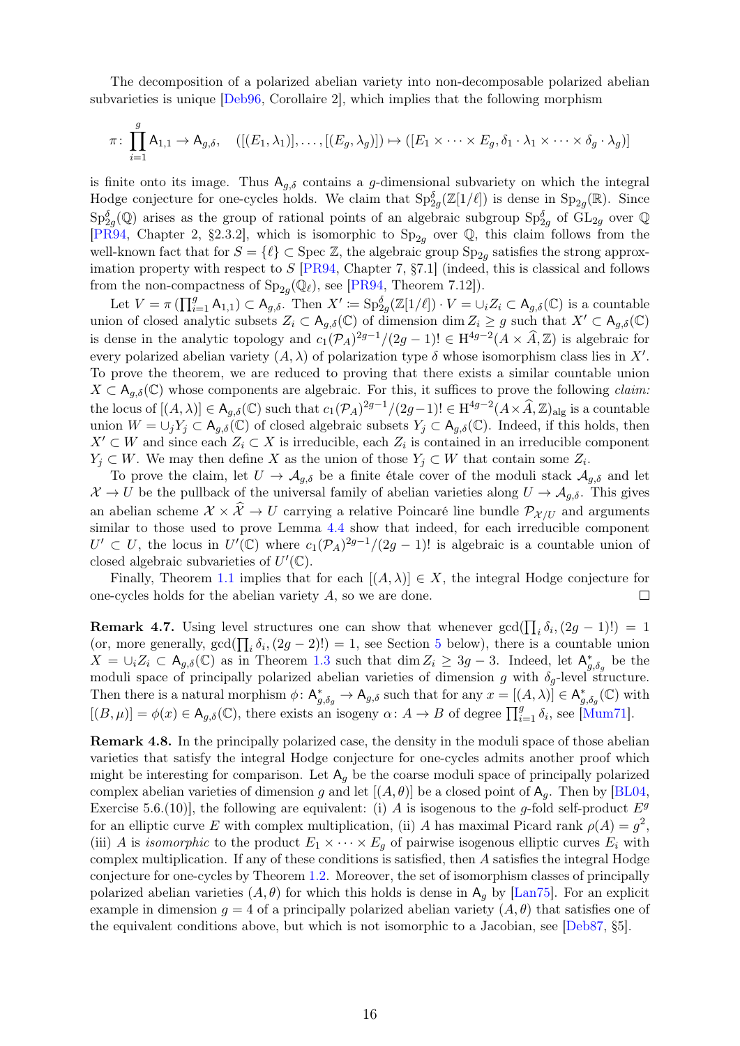The decomposition of a polarized abelian variety into non-decomposable polarized abelian subvarieties is unique [Deb96, Corollaire 2], which implies that the following morphism

$$\pi\colon \prod_{i=1}^{g} \mathsf{A}_{1,1} \to \mathsf{A}_{g,\delta}, \quad ([(E_1,\lambda_1)],\ldots,[(E_g,\lambda_g)]) \mapsto ([E_1\times\cdots\times E_g, \delta_1\cdot\lambda_1\times\cdots\times\delta_g\cdot\lambda_g)]$$

is finite onto its image. Thus $\mathsf{A}_{g,\delta}$ contains a $g$-dimensional subvariety on which the integral Hodge conjecture for one-cycles holds. We claim that $\mathrm{Sp}_{2g}^{\delta}(\mathbb{Z}[1/\ell])$ is dense in $\mathrm{Sp}_{2g}(\mathbb{R})$. Since $\mathrm{Sp}_{2g}^{\delta}(\mathbb{Q})$ arises as the group of rational points of an algebraic subgroup $\mathrm{Sp}_{2g}^{\delta}$ of $\mathrm{GL}_{2g}$ over $\mathbb{Q}$ [PR94, Chapter 2, §2.3.2], which is isomorphic to $\mathrm{Sp}_{2g}$ over $\mathbb{Q}$, this claim follows from the well-known fact that for $S=\{\ell\}\subset \operatorname{Spec}\mathbb{Z}$, the algebraic group $\mathrm{Sp}_{2g}$ satisfies the strong approximation property with respect to $S$ [PR94, Chapter 7, §7.1] (indeed, this is classical and follows from the non-compactness of $\mathrm{Sp}_{2g}(\mathbb{Q}_\ell)$, see [PR94, Theorem 7.12]).

Let $V=\pi\left(\prod_{i=1}^{g}\mathsf{A}_{1,1}\right)\subset \mathsf{A}_{g,\delta}$. Then $X' \coloneqq \mathrm{Sp}_{2g}^{\delta}(\mathbb{Z}[1/\ell])\cdot V = \cup_i Z_i \subset \mathsf{A}_{g,\delta}(\mathbb{C})$ is a countable union of closed analytic subsets $Z_i\subset \mathsf{A}_{g,\delta}(\mathbb{C})$ of dimension $\dim Z_i \geq g$ such that $X'\subset \mathsf{A}_{g,\delta}(\mathbb{C})$ is dense in the analytic topology and $c_1(\mathcal{P}_A)^{2g-1}/(2g-1)!\in \mathrm{H}^{4g-2}(A\times\widehat{A},\mathbb{Z})$ is algebraic for every polarized abelian variety $(A,\lambda)$ of polarization type $\delta$ whose isomorphism class lies in $X'$. To prove the theorem, we are reduced to proving that there exists a similar countable union $X\subset \mathsf{A}_{g,\delta}(\mathbb{C})$ whose components are algebraic. For this, it suffices to prove the following *claim:* the locus of $[(A,\lambda)]\in \mathsf{A}_{g,\delta}(\mathbb{C})$ such that $c_1(\mathcal{P}_A)^{2g-1}/(2g-1)!\in \mathrm{H}^{4g-2}(A\times\widehat{A},\mathbb{Z})_{\mathrm{alg}}$ is a countable union $W=\cup_j Y_j\subset \mathsf{A}_{g,\delta}(\mathbb{C})$ of closed algebraic subsets $Y_j\subset \mathsf{A}_{g,\delta}(\mathbb{C})$. Indeed, if this holds, then $X'\subset W$ and since each $Z_i\subset X$ is irreducible, each $Z_i$ is contained in an irreducible component $Y_j\subset W$. We may then define $X$ as the union of those $Y_j\subset W$ that contain some $Z_i$.

To prove the claim, let $U\to\mathcal{A}_{g,\delta}$ be a finite étale cover of the moduli stack $\mathcal{A}_{g,\delta}$ and let $\mathcal{X}\to U$ be the pullback of the universal family of abelian varieties along $U\to\mathcal{A}_{g,\delta}$. This gives an abelian scheme $\mathcal{X}\times\widehat{\mathcal{X}}\to U$ carrying a relative Poincaré line bundle $\mathcal{P}_{\mathcal{X}/U}$ and arguments similar to those used to prove Lemma 4.4 show that indeed, for each irreducible component $U'\subset U$, the locus in $U'(\mathbb{C})$ where $c_1(\mathcal{P}_A)^{2g-1}/(2g-1)!$ is algebraic is a countable union of closed algebraic subvarieties of $U'(\mathbb{C})$.

Finally, Theorem 1.1 implies that for each $[(A,\lambda)]\in X$, the integral Hodge conjecture for one-cycles holds for the abelian variety $A$, so we are done. □

**Remark 4.7.** Using level structures one can show that whenever $\gcd(\prod_i\delta_i,(2g-1)!)=1$ (or, more generally, $\gcd(\prod_i\delta_i,(2g-2)!)=1$, see Section 5 below), there is a countable union $X=\cup_i Z_i\subset \mathsf{A}_{g,\delta}(\mathbb{C})$ as in Theorem 1.3 such that $\dim Z_i\geq 3g-3$. Indeed, let $\mathsf{A}^*_{g,\delta_g}$ be the moduli space of principally polarized abelian varieties of dimension $g$ with $\delta_g$-level structure. Then there is a natural morphism $\phi\colon \mathsf{A}^*_{g,\delta_g}\to\mathsf{A}_{g,\delta}$ such that for any $x=[(A,\lambda)]\in\mathsf{A}^*_{g,\delta_g}(\mathbb{C})$ with $[(B,\mu)]=\phi(x)\in\mathsf{A}_{g,\delta}(\mathbb{C})$, there exists an isogeny $\alpha\colon A\to B$ of degree $\prod_{i=1}^{g}\delta_i$, see [Mum71].

**Remark 4.8.** In the principally polarized case, the density in the moduli space of those abelian varieties that satisfy the integral Hodge conjecture for one-cycles admits another proof which might be interesting for comparison. Let $\mathsf{A}_g$ be the coarse moduli space of principally polarized complex abelian varieties of dimension $g$ and let $[(A,\theta)]$ be a closed point of $\mathsf{A}_g$. Then by [BL04, Exercise 5.6.(10)], the following are equivalent: (i) $A$ is isogenous to the $g$-fold self-product $E^g$ for an elliptic curve $E$ with complex multiplication, (ii) $A$ has maximal Picard rank $\rho(A)=g^2$, (iii) $A$ is *isomorphic* to the product $E_1\times\cdots\times E_g$ of pairwise isogenous elliptic curves $E_i$ with complex multiplication. If any of these conditions is satisfied, then $A$ satisfies the integral Hodge conjecture for one-cycles by Theorem 1.2. Moreover, the set of isomorphism classes of principally polarized abelian varieties $(A,\theta)$ for which this holds is dense in $\mathsf{A}_g$ by [Lan75]. For an explicit example in dimension $g=4$ of a principally polarized abelian variety $(A,\theta)$ that satisfies one of the equivalent conditions above, but which is not isomorphic to a Jacobian, see [Deb87, §5].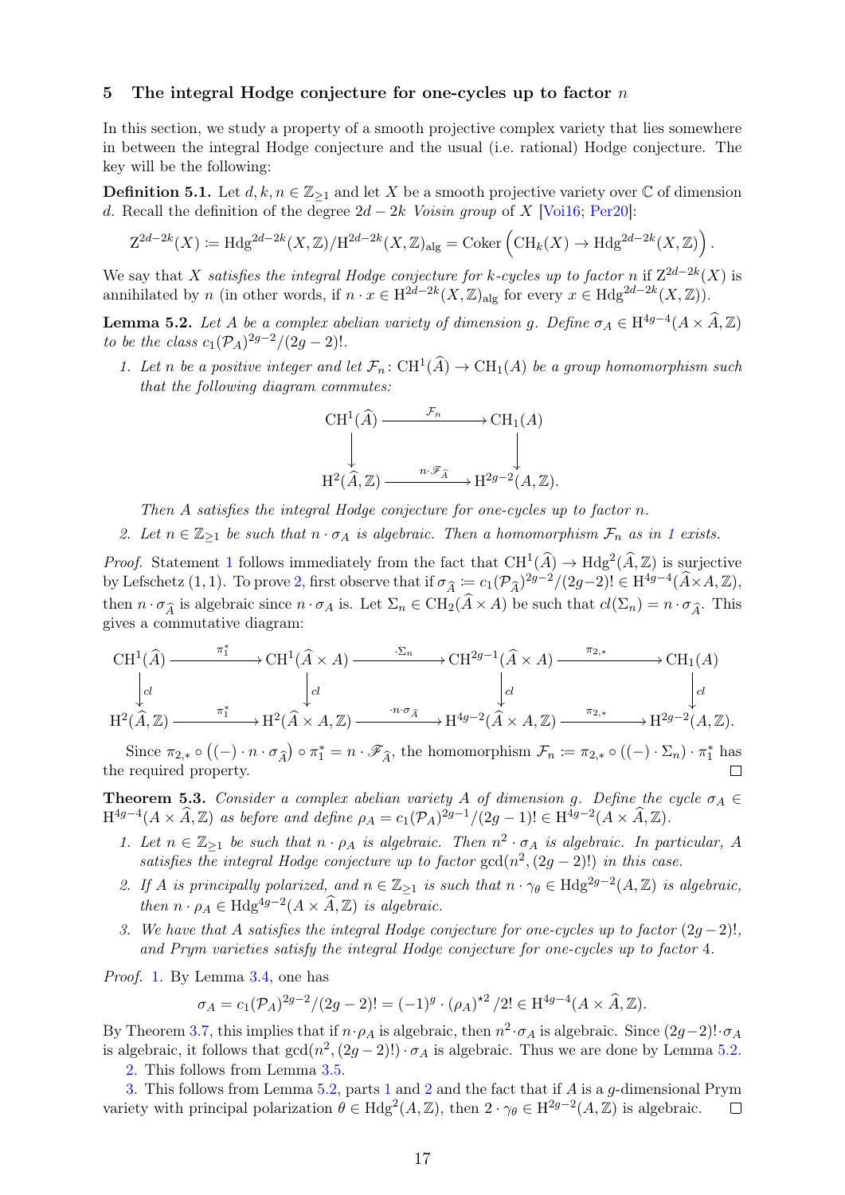## 5 The integral Hodge conjecture for one-cycles up to factor $n$

In this section, we study a property of a smooth projective complex variety that lies somewhere in between the integral Hodge conjecture and the usual (i.e. rational) Hodge conjecture. The key will be the following:

**Definition 5.1.** Let $d, k, n \in \mathbb{Z}_{\geq 1}$ and let $X$ be a smooth projective variety over $\mathbb{C}$ of dimension $d$. Recall the definition of the degree $2d-2k$ *Voisin group* of $X$ [Voi16; Per20]:

$$\mathrm{Z}^{2d-2k}(X) := \mathrm{Hdg}^{2d-2k}(X, \mathbb{Z})/\mathrm{H}^{2d-2k}(X, \mathbb{Z})_{\mathrm{alg}} = \mathrm{Coker}\left(\mathrm{CH}_k(X) \to \mathrm{Hdg}^{2d-2k}(X, \mathbb{Z})\right).$$

We say that $X$ *satisfies the integral Hodge conjecture for $k$-cycles up to factor $n$* if $\mathrm{Z}^{2d-2k}(X)$ is annihilated by $n$ (in other words, if $n \cdot x \in \mathrm{H}^{2d-2k}(X, \mathbb{Z})_{\mathrm{alg}}$ for every $x \in \mathrm{Hdg}^{2d-2k}(X, \mathbb{Z})$).

**Lemma 5.2.** *Let $A$ be a complex abelian variety of dimension $g$. Define $\sigma_A \in \mathrm{H}^{4g-4}(A \times \widehat{A}, \mathbb{Z})$ to be the class $c_1(\mathcal{P}_A)^{2g-2}/(2g-2)!$.*

1. *Let $n$ be a positive integer and let $\mathcal{F}_n \colon \mathrm{CH}^1(\widehat{A}) \to \mathrm{CH}_1(A)$ be a group homomorphism such that the following diagram commutes:*

$$\begin{array}{ccc} \mathrm{CH}^1(\widehat{A}) & \xrightarrow{\mathcal{F}_n} & \mathrm{CH}_1(A) \\ \downarrow & & \downarrow \\ \mathrm{H}^2(\widehat{A}, \mathbb{Z}) & \xrightarrow{n \cdot \mathscr{F}_{\widehat{A}}} & \mathrm{H}^{2g-2}(A, \mathbb{Z}). \end{array}$$

   *Then $A$ satisfies the integral Hodge conjecture for one-cycles up to factor $n$.*

2. *Let $n \in \mathbb{Z}_{\geq 1}$ be such that $n \cdot \sigma_A$ is algebraic. Then a homomorphism $\mathcal{F}_n$ as in 1 exists.*

*Proof.* Statement 1 follows immediately from the fact that $\mathrm{CH}^1(\widehat{A}) \to \mathrm{Hdg}^2(\widehat{A}, \mathbb{Z})$ is surjective by Lefschetz $(1,1)$. To prove 2, first observe that if $\sigma_{\widehat{A}} := c_1(\mathcal{P}_{\widehat{A}})^{2g-2}/(2g-2)! \in \mathrm{H}^{4g-4}(\widehat{A} \times A, \mathbb{Z})$, then $n \cdot \sigma_{\widehat{A}}$ is algebraic since $n \cdot \sigma_A$ is. Let $\Sigma_n \in \mathrm{CH}_2(\widehat{A} \times A)$ be such that $cl(\Sigma_n) = n \cdot \sigma_{\widehat{A}}$. This gives a commutative diagram:

$$\begin{array}{ccccccc} \mathrm{CH}^1(\widehat{A}) & \xrightarrow{\pi_1^*} & \mathrm{CH}^1(\widehat{A} \times A) & \xrightarrow{\cdot \Sigma_n} & \mathrm{CH}^{2g-1}(\widehat{A} \times A) & \xrightarrow{\pi_{2,*}} & \mathrm{CH}_1(A) \\ \downarrow{\scriptstyle cl} & & \downarrow{\scriptstyle cl} & & \downarrow{\scriptstyle cl} & & \downarrow{\scriptstyle cl} \\ \mathrm{H}^2(\widehat{A}, \mathbb{Z}) & \xrightarrow{\pi_1^*} & \mathrm{H}^2(\widehat{A} \times A, \mathbb{Z}) & \xrightarrow{\cdot n \cdot \sigma_{\widehat{A}}} & \mathrm{H}^{4g-2}(\widehat{A} \times A, \mathbb{Z}) & \xrightarrow{\pi_{2,*}} & \mathrm{H}^{2g-2}(A, \mathbb{Z}). \end{array}$$

Since $\pi_{2,*} \circ \left((-) \cdot n \cdot \sigma_{\widehat{A}}\right) \circ \pi_1^* = n \cdot \mathscr{F}_{\widehat{A}}$, the homomorphism $\mathcal{F}_n := \pi_{2,*} \circ ((-) \cdot \Sigma_n) \cdot \pi_1^*$ has the required property. $\square$

**Theorem 5.3.** *Consider a complex abelian variety $A$ of dimension $g$. Define the cycle $\sigma_A \in \mathrm{H}^{4g-4}(A \times \widehat{A}, \mathbb{Z})$ as before and define $\rho_A = c_1(\mathcal{P}_A)^{2g-1}/(2g-1)! \in \mathrm{H}^{4g-2}(A \times \widehat{A}, \mathbb{Z})$.*

1. *Let $n \in \mathbb{Z}_{\geq 1}$ be such that $n \cdot \rho_A$ is algebraic. Then $n^2 \cdot \sigma_A$ is algebraic. In particular, $A$ satisfies the integral Hodge conjecture up to factor $\gcd(n^2, (2g-2)!)$ in this case.*
2. *If $A$ is principally polarized, and $n \in \mathbb{Z}_{\geq 1}$ is such that $n \cdot \gamma_\theta \in \mathrm{Hdg}^{2g-2}(A, \mathbb{Z})$ is algebraic, then $n \cdot \rho_A \in \mathrm{Hdg}^{4g-2}(A \times \widehat{A}, \mathbb{Z})$ is algebraic.*
3. *We have that $A$ satisfies the integral Hodge conjecture for one-cycles up to factor $(2g-2)!$, and Prym varieties satisfy the integral Hodge conjecture for one-cycles up to factor 4.*

*Proof.* 1. By Lemma 3.4, one has

$$\sigma_A = c_1(\mathcal{P}_A)^{2g-2}/(2g-2)! = (-1)^g \cdot (\rho_A)^{\star 2}/2! \in \mathrm{H}^{4g-4}(A \times \widehat{A}, \mathbb{Z}).$$

By Theorem 3.7, this implies that if $n \cdot \rho_A$ is algebraic, then $n^2 \cdot \sigma_A$ is algebraic. Since $(2g-2)! \cdot \sigma_A$ is algebraic, it follows that $\gcd(n^2, (2g-2)!) \cdot \sigma_A$ is algebraic. Thus we are done by Lemma 5.2.

2. This follows from Lemma 3.5.

3. This follows from Lemma 5.2, parts 1 and 2 and the fact that if $A$ is a $g$-dimensional Prym variety with principal polarization $\theta \in \mathrm{Hdg}^2(A, \mathbb{Z})$, then $2 \cdot \gamma_\theta \in \mathrm{H}^{2g-2}(A, \mathbb{Z})$ is algebraic. $\square$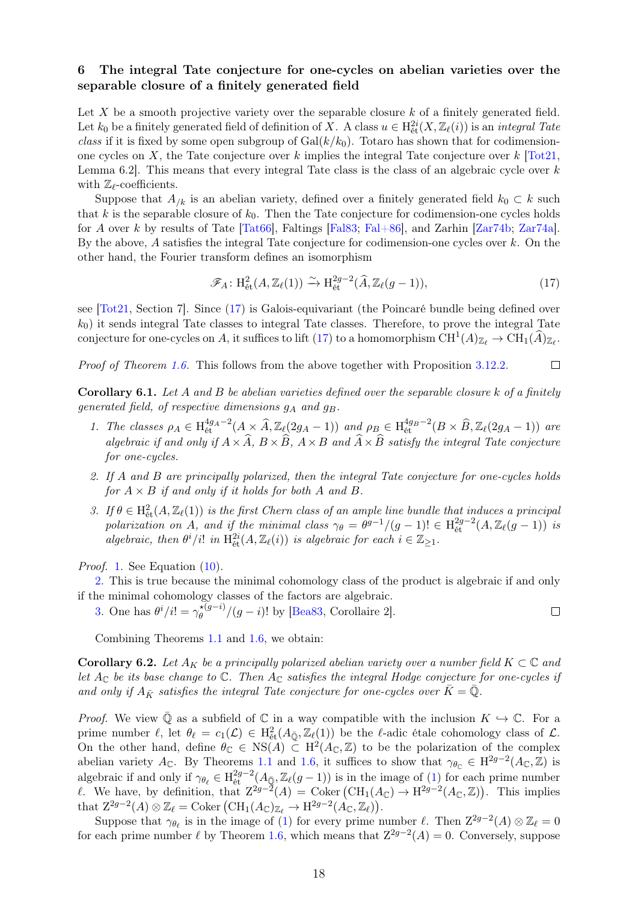## 6 The integral Tate conjecture for one-cycles on abelian varieties over the separable closure of a finitely generated field

Let $X$ be a smooth projective variety over the separable closure $k$ of a finitely generated field. Let $k_0$ be a finitely generated field of definition of $X$. A class $u \in \mathrm{H}^{2i}_{\text{ét}}(X, \mathbb{Z}_\ell(i))$ is an *integral Tate class* if it is fixed by some open subgroup of $\mathrm{Gal}(k/k_0)$. Totaro has shown that for codimension-one cycles on $X$, the Tate conjecture over $k$ implies the integral Tate conjecture over $k$ [Tot21, Lemma 6.2]. This means that every integral Tate class is the class of an algebraic cycle over $k$ with $\mathbb{Z}_\ell$-coefficients.

Suppose that $A_{/k}$ is an abelian variety, defined over a finitely generated field $k_0 \subset k$ such that $k$ is the separable closure of $k_0$. Then the Tate conjecture for codimension-one cycles holds for $A$ over $k$ by results of Tate [Tat66], Faltings [Fal83; Fal+86], and Zarhin [Zar74b; Zar74a]. By the above, $A$ satisfies the integral Tate conjecture for codimension-one cycles over $k$. On the other hand, the Fourier transform defines an isomorphism

$$\mathscr{F}_A\colon \mathrm{H}^2_{\text{ét}}(A, \mathbb{Z}_\ell(1)) \xrightarrow{\sim} \mathrm{H}^{2g-2}_{\text{ét}}(\widehat{A}, \mathbb{Z}_\ell(g-1)), \tag{17}$$

see [Tot21, Section 7]. Since (17) is Galois-equivariant (the Poincaré bundle being defined over $k_0$) it sends integral Tate classes to integral Tate classes. Therefore, to prove the integral Tate conjecture for one-cycles on $A$, it suffices to lift (17) to a homomorphism $\mathrm{CH}^1(A)_{\mathbb{Z}_\ell} \to \mathrm{CH}_1(\widehat{A})_{\mathbb{Z}_\ell}$.

*Proof of Theorem 1.6.* This follows from the above together with Proposition 3.12.2. □

**Corollary 6.1.** *Let $A$ and $B$ be abelian varieties defined over the separable closure $k$ of a finitely generated field, of respective dimensions $g_A$ and $g_B$.*

1. *The classes $\rho_A \in \mathrm{H}^{4g_A-2}_{\text{ét}}(A \times \widehat{A}, \mathbb{Z}_\ell(2g_A-1))$ and $\rho_B \in \mathrm{H}^{4g_B-2}_{\text{ét}}(B \times \widehat{B}, \mathbb{Z}_\ell(2g_A-1))$ are algebraic if and only if $A \times \widehat{A}$, $B \times \widehat{B}$, $A \times B$ and $\widehat{A} \times \widehat{B}$ satisfy the integral Tate conjecture for one-cycles.*
2. *If $A$ and $B$ are principally polarized, then the integral Tate conjecture for one-cycles holds for $A \times B$ if and only if it holds for both $A$ and $B$.*
3. *If $\theta \in \mathrm{H}^2_{\text{ét}}(A, \mathbb{Z}_\ell(1))$ is the first Chern class of an ample line bundle that induces a principal polarization on $A$, and if the minimal class $\gamma_\theta = \theta^{g-1}/(g-1)! \in \mathrm{H}^{2g-2}_{\text{ét}}(A, \mathbb{Z}_\ell(g-1))$ is algebraic, then $\theta^i/i!$ in $\mathrm{H}^{2i}_{\text{ét}}(A, \mathbb{Z}_\ell(i))$ is algebraic for each $i \in \mathbb{Z}_{\geq 1}$.*

*Proof.* 1. See Equation (10).

2. This is true because the minimal cohomology class of the product is algebraic if and only if the minimal cohomology classes of the factors are algebraic.

3. One has $\theta^i/i! = \gamma_\theta^{\star(g-i)}/(g-i)!$ by [Bea83, Corollaire 2]. □

Combining Theorems 1.1 and 1.6, we obtain:

**Corollary 6.2.** *Let $A_K$ be a principally polarized abelian variety over a number field $K \subset \mathbb{C}$ and let $A_{\mathbb{C}}$ be its base change to $\mathbb{C}$. Then $A_{\mathbb{C}}$ satisfies the integral Hodge conjecture for one-cycles if and only if $A_{\bar{K}}$ satisfies the integral Tate conjecture for one-cycles over $\bar{K} = \bar{\mathbb{Q}}$.*

*Proof.* We view $\bar{\mathbb{Q}}$ as a subfield of $\mathbb{C}$ in a way compatible with the inclusion $K \hookrightarrow \mathbb{C}$. For a prime number $\ell$, let $\theta_\ell = c_1(\mathcal{L}) \in \mathrm{H}^2_{\text{ét}}(A_{\bar{\mathbb{Q}}}, \mathbb{Z}_\ell(1))$ be the $\ell$-adic étale cohomology class of $\mathcal{L}$. On the other hand, define $\theta_{\mathbb{C}} \in \mathrm{NS}(A) \subset \mathrm{H}^2(A_{\mathbb{C}}, \mathbb{Z})$ to be the polarization of the complex abelian variety $A_{\mathbb{C}}$. By Theorems 1.1 and 1.6, it suffices to show that $\gamma_{\theta_{\mathbb{C}}} \in \mathrm{H}^{2g-2}(A_{\mathbb{C}}, \mathbb{Z})$ is algebraic if and only if $\gamma_{\theta_\ell} \in \mathrm{H}^{2g-2}_{\text{ét}}(A_{\bar{\mathbb{Q}}}, \mathbb{Z}_\ell(g-1))$ is in the image of (1) for each prime number $\ell$. We have, by definition, that $\mathrm{Z}^{2g-2}(A) = \mathrm{Coker}\left(\mathrm{CH}_1(A_{\mathbb{C}}) \to \mathrm{H}^{2g-2}(A_{\mathbb{C}}, \mathbb{Z})\right)$. This implies that $\mathrm{Z}^{2g-2}(A) \otimes \mathbb{Z}_\ell = \mathrm{Coker}\left(\mathrm{CH}_1(A_{\mathbb{C}})_{\mathbb{Z}_\ell} \to \mathrm{H}^{2g-2}(A_{\mathbb{C}}, \mathbb{Z}_\ell)\right)$.

Suppose that $\gamma_{\theta_\ell}$ is in the image of (1) for every prime number $\ell$. Then $\mathrm{Z}^{2g-2}(A) \otimes \mathbb{Z}_\ell = 0$ for each prime number $\ell$ by Theorem 1.6, which means that $\mathrm{Z}^{2g-2}(A) = 0$. Conversely, suppose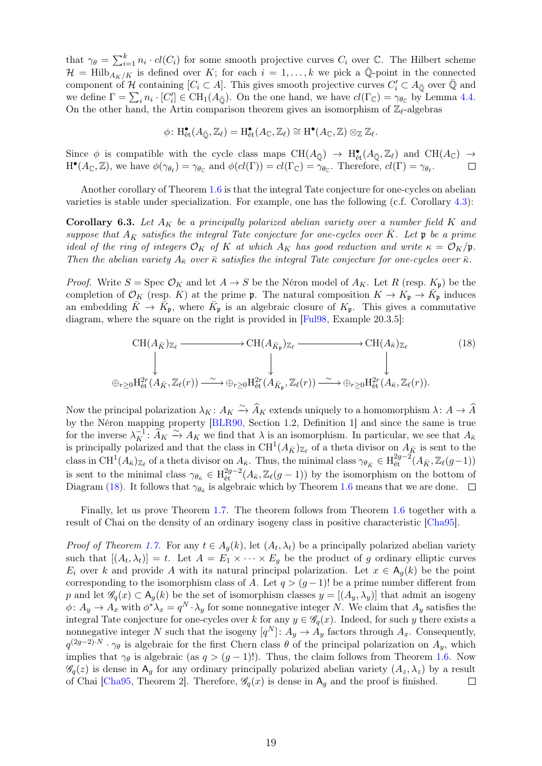that $\gamma_\theta = \sum_{i=1}^k n_i \cdot cl(C_i)$ for some smooth projective curves $C_i$ over $\mathbb{C}$. The Hilbert scheme $\mathcal{H} = \mathrm{Hilb}_{A_K/K}$ is defined over $K$; for each $i = 1, \dots, k$ we pick a $\bar{\mathbb{Q}}$-point in the connected component of $\mathcal{H}$ containing $[C_i \subset A]$. This gives smooth projective curves $C_i' \subset A_{\bar{\mathbb{Q}}}$ over $\bar{\mathbb{Q}}$ and we define $\Gamma = \sum_i n_i \cdot [C_i'] \in \mathrm{CH}_1(A_{\bar{\mathbb{Q}}})$. On the one hand, we have $cl(\Gamma_{\mathbb{C}}) = \gamma_{\theta_{\mathbb{C}}}$ by Lemma 4.4. On the other hand, the Artin comparison theorem gives an isomorphism of $\mathbb{Z}_\ell$-algebras

$$\phi\colon \mathrm{H}^\bullet_{\mathrm{\acute{e}t}}(A_{\bar{\mathbb{Q}}}, \mathbb{Z}_\ell) = \mathrm{H}^\bullet_{\mathrm{\acute{e}t}}(A_{\mathbb{C}}, \mathbb{Z}_\ell) \cong \mathrm{H}^\bullet(A_{\mathbb{C}}, \mathbb{Z}) \otimes_{\mathbb{Z}} \mathbb{Z}_\ell.$$

Since $\phi$ is compatible with the cycle class maps $\mathrm{CH}(A_{\bar{\mathbb{Q}}}) \to \mathrm{H}^\bullet_{\mathrm{\acute{e}t}}(A_{\bar{\mathbb{Q}}}, \mathbb{Z}_\ell)$ and $\mathrm{CH}(A_{\mathbb{C}}) \to \mathrm{H}^\bullet(A_{\mathbb{C}}, \mathbb{Z})$, we have $\phi(\gamma_{\theta_\ell}) = \gamma_{\theta_{\mathbb{C}}}$ and $\phi(cl(\Gamma)) = cl(\Gamma_{\mathbb{C}}) = \gamma_{\theta_{\mathbb{C}}}$. Therefore, $cl(\Gamma) = \gamma_{\theta_\ell}$. ◻

Another corollary of Theorem 1.6 is that the integral Tate conjecture for one-cycles on abelian varieties is stable under specialization. For example, one has the following (c.f. Corollary 4.3):

**Corollary 6.3.** *Let $A_K$ be a principally polarized abelian variety over a number field $K$ and suppose that $A_{\bar{K}}$ satisfies the integral Tate conjecture for one-cycles over $\bar{K}$. Let $\mathfrak{p}$ be a prime ideal of the ring of integers $\mathcal{O}_K$ of $K$ at which $A_K$ has good reduction and write $\kappa = \mathcal{O}_K/\mathfrak{p}$. Then the abelian variety $A_{\bar{\kappa}}$ over $\bar{\kappa}$ satisfies the integral Tate conjecture for one-cycles over $\bar{\kappa}$.*

*Proof.* Write $S = \operatorname{Spec} \mathcal{O}_K$ and let $A \to S$ be the Néron model of $A_K$. Let $R$ (resp. $K_\mathfrak{p}$) be the completion of $\mathcal{O}_K$ (resp. $K$) at the prime $\mathfrak{p}$. The natural composition $K \to K_\mathfrak{p} \to \bar{K}_\mathfrak{p}$ induces an embedding $\bar{K} \to \bar{K}_\mathfrak{p}$, where $\bar{K}_\mathfrak{p}$ is an algebraic closure of $K_\mathfrak{p}$. This gives a commutative diagram, where the square on the right is provided in [Ful98, Example 20.3.5]:

$$\begin{array}{ccccc}
\mathrm{CH}(A_{\bar{K}})_{\mathbb{Z}_\ell} & \longrightarrow & \mathrm{CH}(A_{\bar{K}_\mathfrak{p}})_{\mathbb{Z}_\ell} & \longrightarrow & \mathrm{CH}(A_{\bar{\kappa}})_{\mathbb{Z}_\ell} \\
\downarrow & & \downarrow & & \downarrow \\
\oplus_{r \geq 0} \mathrm{H}^{2r}_{\mathrm{\acute{e}t}}(A_{\bar{K}}, \mathbb{Z}_\ell(r)) & \xrightarrow{\sim} & \oplus_{r \geq 0} \mathrm{H}^{2r}_{\mathrm{\acute{e}t}}(A_{\bar{K}_\mathfrak{p}}, \mathbb{Z}_\ell(r)) & \xrightarrow{\sim} & \oplus_{r \geq 0} \mathrm{H}^{2r}_{\mathrm{\acute{e}t}}(A_{\bar{\kappa}}, \mathbb{Z}_\ell(r)).
\end{array} \tag{18}$$

Now the principal polarization $\lambda_K\colon A_K \xrightarrow{\sim} \widehat{A}_K$ extends uniquely to a homomorphism $\lambda\colon A \to \widehat{A}$ by the Néron mapping property [BLR90, Section 1.2, Definition 1] and since the same is true for the inverse $\lambda_K^{-1}\colon \widehat{A}_K \xrightarrow{\sim} A_K$ we find that $\lambda$ is an isomorphism. In particular, we see that $A_{\bar{\kappa}}$ is principally polarized and that the class in $\mathrm{CH}^1(A_{\bar{K}})_{\mathbb{Z}_\ell}$ of a theta divisor on $A_{\bar{K}}$ is sent to the class in $\mathrm{CH}^1(A_{\bar{\kappa}})_{\mathbb{Z}_\ell}$ of a theta divisor on $A_{\bar{\kappa}}$. Thus, the minimal class $\gamma_{\theta_{\bar{K}}} \in \mathrm{H}^{2g-2}_{\mathrm{\acute{e}t}}(A_{\bar{K}}, \mathbb{Z}_\ell(g-1))$ is sent to the minimal class $\gamma_{\theta_{\bar{\kappa}}} \in \mathrm{H}^{2g-2}_{\mathrm{\acute{e}t}}(A_{\bar{\kappa}}, \mathbb{Z}_\ell(g-1))$ by the isomorphism on the bottom of Diagram (18). It follows that $\gamma_{\theta_{\bar{\kappa}}}$ is algebraic which by Theorem 1.6 means that we are done. ◻

Finally, let us prove Theorem 1.7. The theorem follows from Theorem 1.6 together with a result of Chai on the density of an ordinary isogeny class in positive characteristic [Cha95].

*Proof of Theorem 1.7.* For any $t \in A_g(k)$, let $(A_t, \lambda_t)$ be a principally polarized abelian variety such that $[(A_t, \lambda_t)] = t$. Let $A = E_1 \times \cdots \times E_g$ be the product of $g$ ordinary elliptic curves $E_i$ over $k$ and provide $A$ with its natural principal polarization. Let $x \in \mathsf{A}_g(k)$ be the point corresponding to the isomorphism class of $A$. Let $q > (g-1)!$ be a prime number different from $p$ and let $\mathscr{G}_q(x) \subset \mathsf{A}_g(k)$ be the set of isomorphism classes $y = [(A_y, \lambda_y)]$ that admit an isogeny $\phi\colon A_y \to A_x$ with $\phi^*\lambda_x = q^N \cdot \lambda_y$ for some nonnegative integer $N$. We claim that $A_y$ satisfies the integral Tate conjecture for one-cycles over $k$ for any $y \in \mathscr{G}_q(x)$. Indeed, for such $y$ there exists a nonnegative integer $N$ such that the isogeny $[q^N]\colon A_y \to A_y$ factors through $A_x$. Consequently, $q^{(2g-2)\cdot N} \cdot \gamma_\theta$ is algebraic for the first Chern class $\theta$ of the principal polarization on $A_y$, which implies that $\gamma_\theta$ is algebraic (as $q > (g-1)!$). Thus, the claim follows from Theorem 1.6. Now $\mathscr{G}_q(z)$ is dense in $\mathsf{A}_g$ for any ordinary principally polarized abelian variety $(A_z, \lambda_z)$ by a result of Chai [Cha95, Theorem 2]. Therefore, $\mathscr{G}_q(x)$ is dense in $\mathsf{A}_g$ and the proof is finished. ◻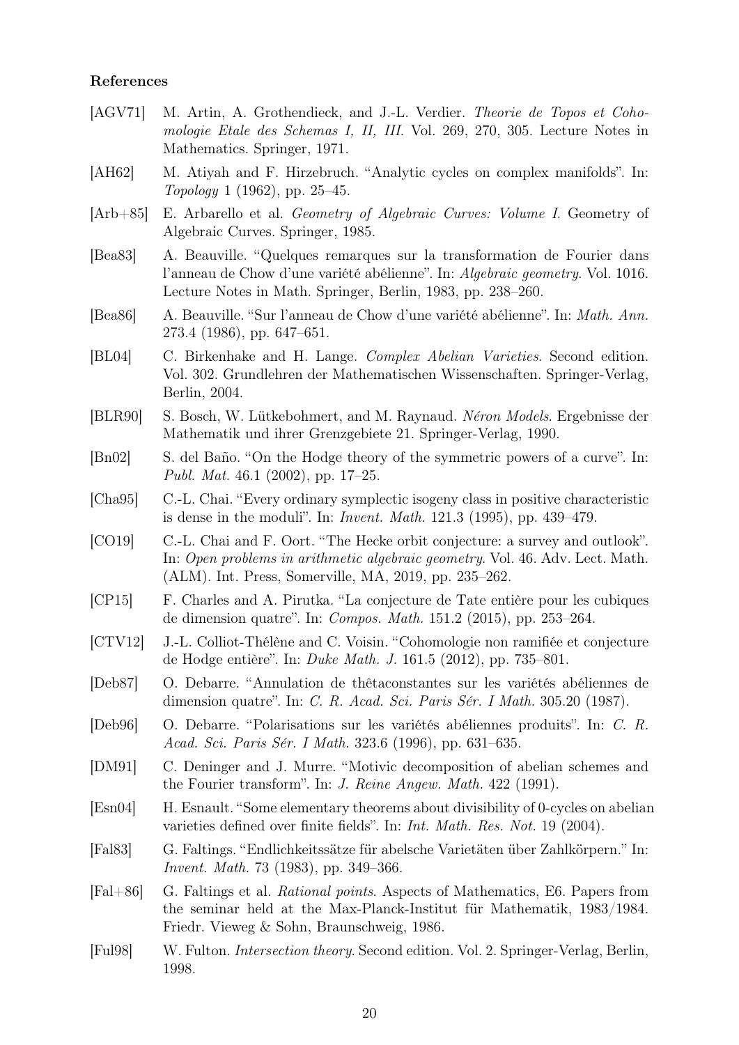### References

[AGV71] M. Artin, A. Grothendieck, and J.-L. Verdier. *Theorie de Topos et Cohomologie Etale des Schemas I, II, III*. Vol. 269, 270, 305. Lecture Notes in Mathematics. Springer, 1971.

[AH62] M. Atiyah and F. Hirzebruch. "Analytic cycles on complex manifolds". In: *Topology* 1 (1962), pp. 25–45.

[Arb+85] E. Arbarello et al. *Geometry of Algebraic Curves: Volume I*. Geometry of Algebraic Curves. Springer, 1985.

[Bea83] A. Beauville. "Quelques remarques sur la transformation de Fourier dans l'anneau de Chow d'une variété abélienne". In: *Algebraic geometry*. Vol. 1016. Lecture Notes in Math. Springer, Berlin, 1983, pp. 238–260.

[Bea86] A. Beauville. "Sur l'anneau de Chow d'une variété abélienne". In: *Math. Ann.* 273.4 (1986), pp. 647–651.

[BL04] C. Birkenhake and H. Lange. *Complex Abelian Varieties*. Second edition. Vol. 302. Grundlehren der Mathematischen Wissenschaften. Springer-Verlag, Berlin, 2004.

[BLR90] S. Bosch, W. Lütkebohmert, and M. Raynaud. *Néron Models*. Ergebnisse der Mathematik und ihrer Grenzgebiete 21. Springer-Verlag, 1990.

[Bn02] S. del Baño. "On the Hodge theory of the symmetric powers of a curve". In: *Publ. Mat.* 46.1 (2002), pp. 17–25.

[Cha95] C.-L. Chai. "Every ordinary symplectic isogeny class in positive characteristic is dense in the moduli". In: *Invent. Math.* 121.3 (1995), pp. 439–479.

[CO19] C.-L. Chai and F. Oort. "The Hecke orbit conjecture: a survey and outlook". In: *Open problems in arithmetic algebraic geometry*. Vol. 46. Adv. Lect. Math. (ALM). Int. Press, Somerville, MA, 2019, pp. 235–262.

[CP15] F. Charles and A. Pirutka. "La conjecture de Tate entière pour les cubiques de dimension quatre". In: *Compos. Math.* 151.2 (2015), pp. 253–264.

[CTV12] J.-L. Colliot-Thélène and C. Voisin. "Cohomologie non ramifiée et conjecture de Hodge entière". In: *Duke Math. J.* 161.5 (2012), pp. 735–801.

[Deb87] O. Debarre. "Annulation de thêtaconstantes sur les variétés abéliennes de dimension quatre". In: *C. R. Acad. Sci. Paris Sér. I Math.* 305.20 (1987).

[Deb96] O. Debarre. "Polarisations sur les variétés abéliennes produits". In: *C. R. Acad. Sci. Paris Sér. I Math.* 323.6 (1996), pp. 631–635.

[DM91] C. Deninger and J. Murre. "Motivic decomposition of abelian schemes and the Fourier transform". In: *J. Reine Angew. Math.* 422 (1991).

[Esn04] H. Esnault. "Some elementary theorems about divisibility of 0-cycles on abelian varieties defined over finite fields". In: *Int. Math. Res. Not.* 19 (2004).

[Fal83] G. Faltings. "Endlichkeitssätze für abelsche Varietäten über Zahlkörpern." In: *Invent. Math.* 73 (1983), pp. 349–366.

[Fal+86] G. Faltings et al. *Rational points*. Aspects of Mathematics, E6. Papers from the seminar held at the Max-Planck-Institut für Mathematik, 1983/1984. Friedr. Vieweg & Sohn, Braunschweig, 1986.

[Ful98] W. Fulton. *Intersection theory*. Second edition. Vol. 2. Springer-Verlag, Berlin, 1998.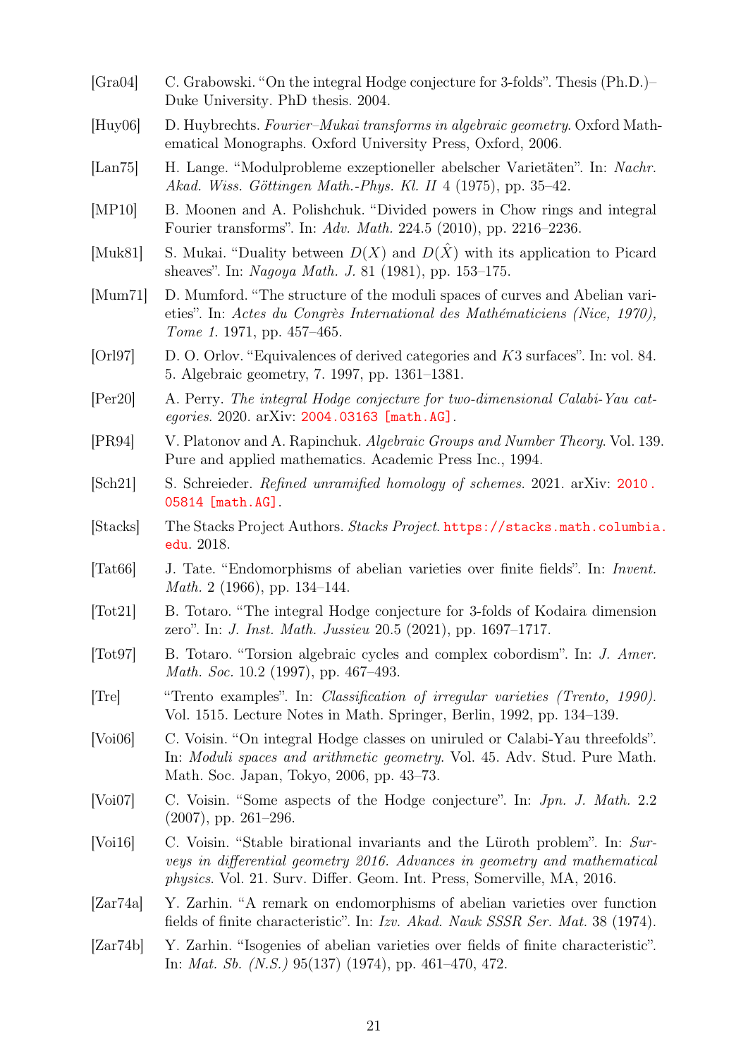[Gra04] C. Grabowski. "On the integral Hodge conjecture for 3-folds". Thesis (Ph.D.)–Duke University. PhD thesis. 2004.

[Huy06] D. Huybrechts. *Fourier–Mukai transforms in algebraic geometry.* Oxford Mathematical Monographs. Oxford University Press, Oxford, 2006.

[Lan75] H. Lange. "Modulprobleme exzeptioneller abelscher Varietäten". In: *Nachr. Akad. Wiss. Göttingen Math.-Phys. Kl. II* 4 (1975), pp. 35–42.

[MP10] B. Moonen and A. Polishchuk. "Divided powers in Chow rings and integral Fourier transforms". In: *Adv. Math.* 224.5 (2010), pp. 2216–2236.

[Muk81] S. Mukai. "Duality between $D(X)$ and $D(\hat{X})$ with its application to Picard sheaves". In: *Nagoya Math. J.* 81 (1981), pp. 153–175.

[Mum71] D. Mumford. "The structure of the moduli spaces of curves and Abelian varieties". In: *Actes du Congrès International des Mathématiciens (Nice, 1970), Tome 1.* 1971, pp. 457–465.

[Orl97] D. O. Orlov. "Equivalences of derived categories and $K3$ surfaces". In: vol. 84. 5. Algebraic geometry, 7. 1997, pp. 1361–1381.

[Per20] A. Perry. *The integral Hodge conjecture for two-dimensional Calabi-Yau categories.* 2020. arXiv: 2004.03163 [math.AG].

[PR94] V. Platonov and A. Rapinchuk. *Algebraic Groups and Number Theory.* Vol. 139. Pure and applied mathematics. Academic Press Inc., 1994.

[Sch21] S. Schreieder. *Refined unramified homology of schemes.* 2021. arXiv: 2010.05814 [math.AG].

[Stacks] The Stacks Project Authors. *Stacks Project.* https://stacks.math.columbia.edu. 2018.

[Tat66] J. Tate. "Endomorphisms of abelian varieties over finite fields". In: *Invent. Math.* 2 (1966), pp. 134–144.

[Tot21] B. Totaro. "The integral Hodge conjecture for 3-folds of Kodaira dimension zero". In: *J. Inst. Math. Jussieu* 20.5 (2021), pp. 1697–1717.

[Tot97] B. Totaro. "Torsion algebraic cycles and complex cobordism". In: *J. Amer. Math. Soc.* 10.2 (1997), pp. 467–493.

[Tre] "Trento examples". In: *Classification of irregular varieties (Trento, 1990).* Vol. 1515. Lecture Notes in Math. Springer, Berlin, 1992, pp. 134–139.

[Voi06] C. Voisin. "On integral Hodge classes on uniruled or Calabi-Yau threefolds". In: *Moduli spaces and arithmetic geometry.* Vol. 45. Adv. Stud. Pure Math. Math. Soc. Japan, Tokyo, 2006, pp. 43–73.

[Voi07] C. Voisin. "Some aspects of the Hodge conjecture". In: *Jpn. J. Math.* 2.2 (2007), pp. 261–296.

[Voi16] C. Voisin. "Stable birational invariants and the Lüroth problem". In: *Surveys in differential geometry 2016. Advances in geometry and mathematical physics.* Vol. 21. Surv. Differ. Geom. Int. Press, Somerville, MA, 2016.

[Zar74a] Y. Zarhin. "A remark on endomorphisms of abelian varieties over function fields of finite characteristic". In: *Izv. Akad. Nauk SSSR Ser. Mat.* 38 (1974).

[Zar74b] Y. Zarhin. "Isogenies of abelian varieties over fields of finite characteristic". In: *Mat. Sb. (N.S.)* 95(137) (1974), pp. 461–470, 472.